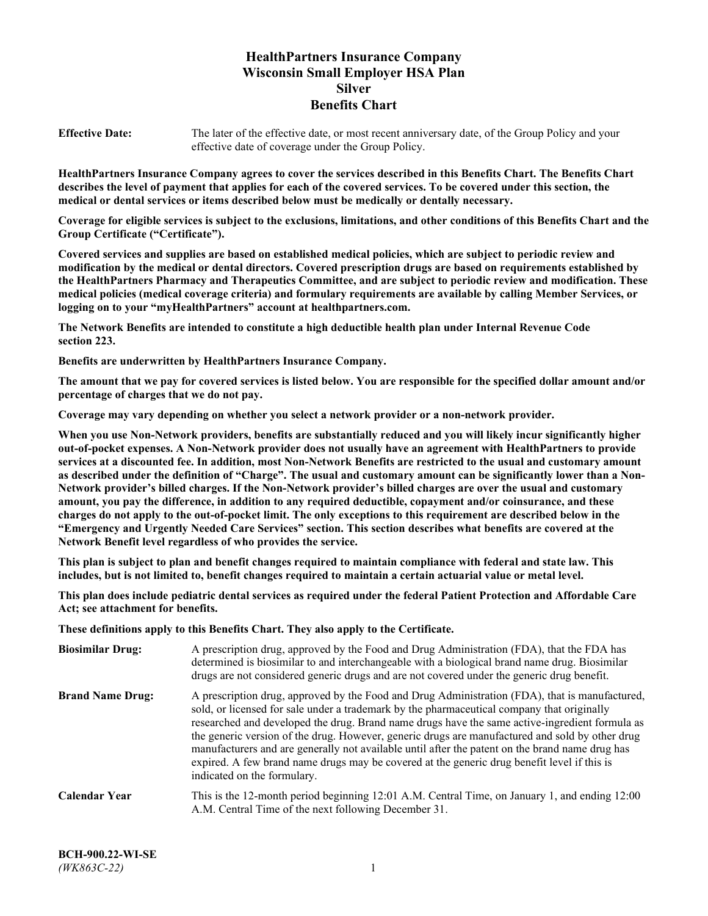# HealthPartners Insurance Company
# Wisconsin Small Employer HSA Plan
# Silver
# Benefits Chart

**Effective Date:** The later of the effective date, or most recent anniversary date, of the Group Policy and your effective date of coverage under the Group Policy.

**HealthPartners Insurance Company agrees to cover the services described in this Benefits Chart. The Benefits Chart describes the level of payment that applies for each of the covered services. To be covered under this section, the medical or dental services or items described below must be medically or dentally necessary.**

**Coverage for eligible services is subject to the exclusions, limitations, and other conditions of this Benefits Chart and the Group Certificate ("Certificate").**

**Covered services and supplies are based on established medical policies, which are subject to periodic review and modification by the medical or dental directors. Covered prescription drugs are based on requirements established by the HealthPartners Pharmacy and Therapeutics Committee, and are subject to periodic review and modification. These medical policies (medical coverage criteria) and formulary requirements are available by calling Member Services, or logging on to your "myHealthPartners" account at healthpartners.com.**

**The Network Benefits are intended to constitute a high deductible health plan under Internal Revenue Code section 223.**

**Benefits are underwritten by HealthPartners Insurance Company.**

**The amount that we pay for covered services is listed below. You are responsible for the specified dollar amount and/or percentage of charges that we do not pay.**

**Coverage may vary depending on whether you select a network provider or a non-network provider.**

**When you use Non-Network providers, benefits are substantially reduced and you will likely incur significantly higher out-of-pocket expenses. A Non-Network provider does not usually have an agreement with HealthPartners to provide services at a discounted fee. In addition, most Non-Network Benefits are restricted to the usual and customary amount as described under the definition of "Charge". The usual and customary amount can be significantly lower than a Non-Network provider's billed charges. If the Non-Network provider's billed charges are over the usual and customary amount, you pay the difference, in addition to any required deductible, copayment and/or coinsurance, and these charges do not apply to the out-of-pocket limit. The only exceptions to this requirement are described below in the "Emergency and Urgently Needed Care Services" section. This section describes what benefits are covered at the Network Benefit level regardless of who provides the service.**

**This plan is subject to plan and benefit changes required to maintain compliance with federal and state law. This includes, but is not limited to, benefit changes required to maintain a certain actuarial value or metal level.**

**This plan does include pediatric dental services as required under the federal Patient Protection and Affordable Care Act; see attachment for benefits.**

**These definitions apply to this Benefits Chart. They also apply to the Certificate.**

**Biosimilar Drug:** A prescription drug, approved by the Food and Drug Administration (FDA), that the FDA has determined is biosimilar to and interchangeable with a biological brand name drug. Biosimilar drugs are not considered generic drugs and are not covered under the generic drug benefit.

**Brand Name Drug:** A prescription drug, approved by the Food and Drug Administration (FDA), that is manufactured, sold, or licensed for sale under a trademark by the pharmaceutical company that originally researched and developed the drug. Brand name drugs have the same active-ingredient formula as the generic version of the drug. However, generic drugs are manufactured and sold by other drug manufacturers and are generally not available until after the patent on the brand name drug has expired. A few brand name drugs may be covered at the generic drug benefit level if this is indicated on the formulary.

**Calendar Year** This is the 12-month period beginning 12:01 A.M. Central Time, on January 1, and ending 12:00 A.M. Central Time of the next following December 31.

**BCH-900.22-WI-SE**
*(WK863C-22)*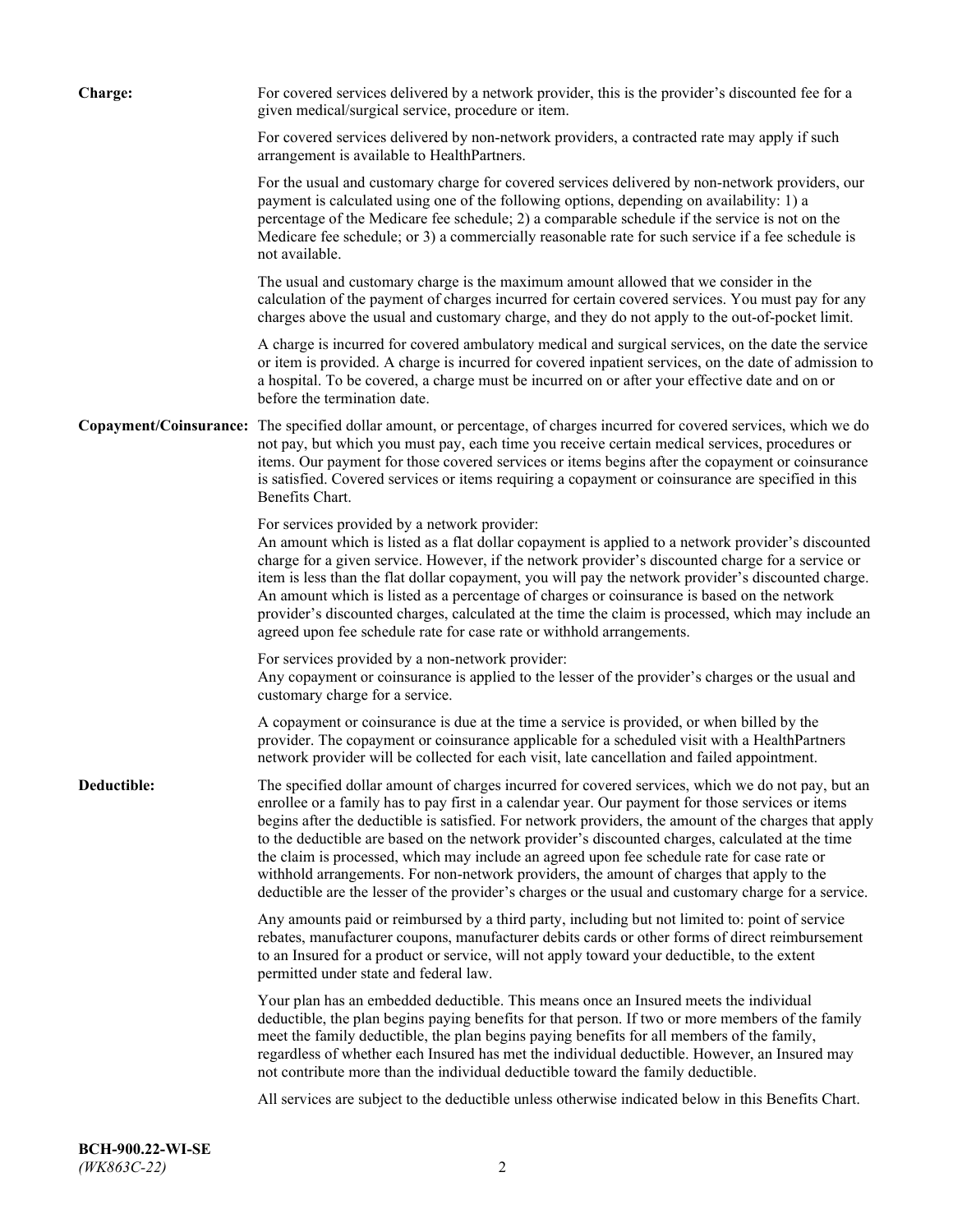**Charge:** For covered services delivered by a network provider, this is the provider's discounted fee for a given medical/surgical service, procedure or item.

For covered services delivered by non-network providers, a contracted rate may apply if such arrangement is available to HealthPartners.

For the usual and customary charge for covered services delivered by non-network providers, our payment is calculated using one of the following options, depending on availability: 1) a percentage of the Medicare fee schedule; 2) a comparable schedule if the service is not on the Medicare fee schedule; or 3) a commercially reasonable rate for such service if a fee schedule is not available.

The usual and customary charge is the maximum amount allowed that we consider in the calculation of the payment of charges incurred for certain covered services. You must pay for any charges above the usual and customary charge, and they do not apply to the out-of-pocket limit.

A charge is incurred for covered ambulatory medical and surgical services, on the date the service or item is provided. A charge is incurred for covered inpatient services, on the date of admission to a hospital. To be covered, a charge must be incurred on or after your effective date and on or before the termination date.

**Copayment/Coinsurance:** The specified dollar amount, or percentage, of charges incurred for covered services, which we do not pay, but which you must pay, each time you receive certain medical services, procedures or items. Our payment for those covered services or items begins after the copayment or coinsurance is satisfied. Covered services or items requiring a copayment or coinsurance are specified in this Benefits Chart.

For services provided by a network provider:
An amount which is listed as a flat dollar copayment is applied to a network provider's discounted charge for a given service. However, if the network provider's discounted charge for a service or item is less than the flat dollar copayment, you will pay the network provider's discounted charge. An amount which is listed as a percentage of charges or coinsurance is based on the network provider's discounted charges, calculated at the time the claim is processed, which may include an agreed upon fee schedule rate for case rate or withhold arrangements.

For services provided by a non-network provider:
Any copayment or coinsurance is applied to the lesser of the provider's charges or the usual and customary charge for a service.

A copayment or coinsurance is due at the time a service is provided, or when billed by the provider. The copayment or coinsurance applicable for a scheduled visit with a HealthPartners network provider will be collected for each visit, late cancellation and failed appointment.

**Deductible:** The specified dollar amount of charges incurred for covered services, which we do not pay, but an enrollee or a family has to pay first in a calendar year. Our payment for those services or items begins after the deductible is satisfied. For network providers, the amount of the charges that apply to the deductible are based on the network provider's discounted charges, calculated at the time the claim is processed, which may include an agreed upon fee schedule rate for case rate or withhold arrangements. For non-network providers, the amount of charges that apply to the deductible are the lesser of the provider's charges or the usual and customary charge for a service.

Any amounts paid or reimbursed by a third party, including but not limited to: point of service rebates, manufacturer coupons, manufacturer debits cards or other forms of direct reimbursement to an Insured for a product or service, will not apply toward your deductible, to the extent permitted under state and federal law.

Your plan has an embedded deductible. This means once an Insured meets the individual deductible, the plan begins paying benefits for that person. If two or more members of the family meet the family deductible, the plan begins paying benefits for all members of the family, regardless of whether each Insured has met the individual deductible. However, an Insured may not contribute more than the individual deductible toward the family deductible.

All services are subject to the deductible unless otherwise indicated below in this Benefits Chart.

**BCH-900.22-WI-SE**
*(WK863C-22)*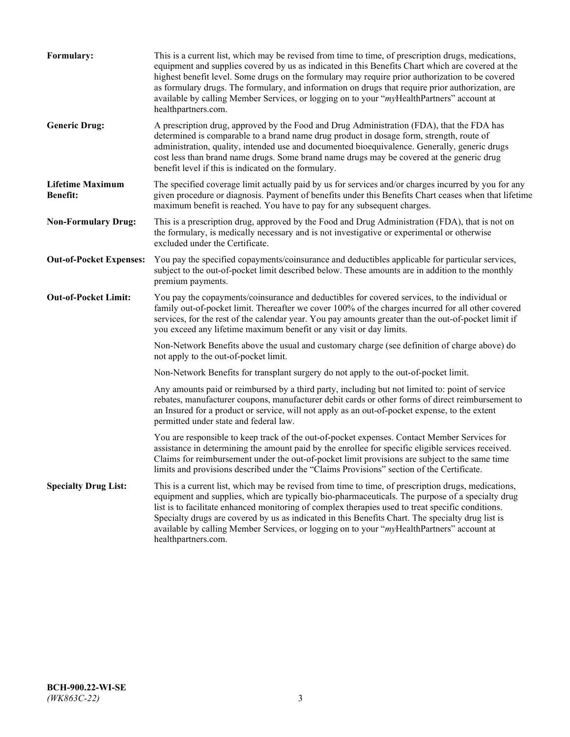**Formulary:** This is a current list, which may be revised from time to time, of prescription drugs, medications, equipment and supplies covered by us as indicated in this Benefits Chart which are covered at the highest benefit level. Some drugs on the formulary may require prior authorization to be covered as formulary drugs. The formulary, and information on drugs that require prior authorization, are available by calling Member Services, or logging on to your "*my*HealthPartners" account at healthpartners.com.

**Generic Drug:** A prescription drug, approved by the Food and Drug Administration (FDA), that the FDA has determined is comparable to a brand name drug product in dosage form, strength, route of administration, quality, intended use and documented bioequivalence. Generally, generic drugs cost less than brand name drugs. Some brand name drugs may be covered at the generic drug benefit level if this is indicated on the formulary.

**Lifetime Maximum Benefit:** The specified coverage limit actually paid by us for services and/or charges incurred by you for any given procedure or diagnosis. Payment of benefits under this Benefits Chart ceases when that lifetime maximum benefit is reached. You have to pay for any subsequent charges.

**Non-Formulary Drug:** This is a prescription drug, approved by the Food and Drug Administration (FDA), that is not on the formulary, is medically necessary and is not investigative or experimental or otherwise excluded under the Certificate.

**Out-of-Pocket Expenses:** You pay the specified copayments/coinsurance and deductibles applicable for particular services, subject to the out-of-pocket limit described below. These amounts are in addition to the monthly premium payments.

**Out-of-Pocket Limit:** You pay the copayments/coinsurance and deductibles for covered services, to the individual or family out-of-pocket limit. Thereafter we cover 100% of the charges incurred for all other covered services, for the rest of the calendar year. You pay amounts greater than the out-of-pocket limit if you exceed any lifetime maximum benefit or any visit or day limits.

Non-Network Benefits above the usual and customary charge (see definition of charge above) do not apply to the out-of-pocket limit.

Non-Network Benefits for transplant surgery do not apply to the out-of-pocket limit.

Any amounts paid or reimbursed by a third party, including but not limited to: point of service rebates, manufacturer coupons, manufacturer debit cards or other forms of direct reimbursement to an Insured for a product or service, will not apply as an out-of-pocket expense, to the extent permitted under state and federal law.

You are responsible to keep track of the out-of-pocket expenses. Contact Member Services for assistance in determining the amount paid by the enrollee for specific eligible services received. Claims for reimbursement under the out-of-pocket limit provisions are subject to the same time limits and provisions described under the "Claims Provisions" section of the Certificate.

**Specialty Drug List:** This is a current list, which may be revised from time to time, of prescription drugs, medications, equipment and supplies, which are typically bio-pharmaceuticals. The purpose of a specialty drug list is to facilitate enhanced monitoring of complex therapies used to treat specific conditions. Specialty drugs are covered by us as indicated in this Benefits Chart. The specialty drug list is available by calling Member Services, or logging on to your "*my*HealthPartners" account at healthpartners.com.

**BCH-900.22-WI-SE**
*(WK863C-22)*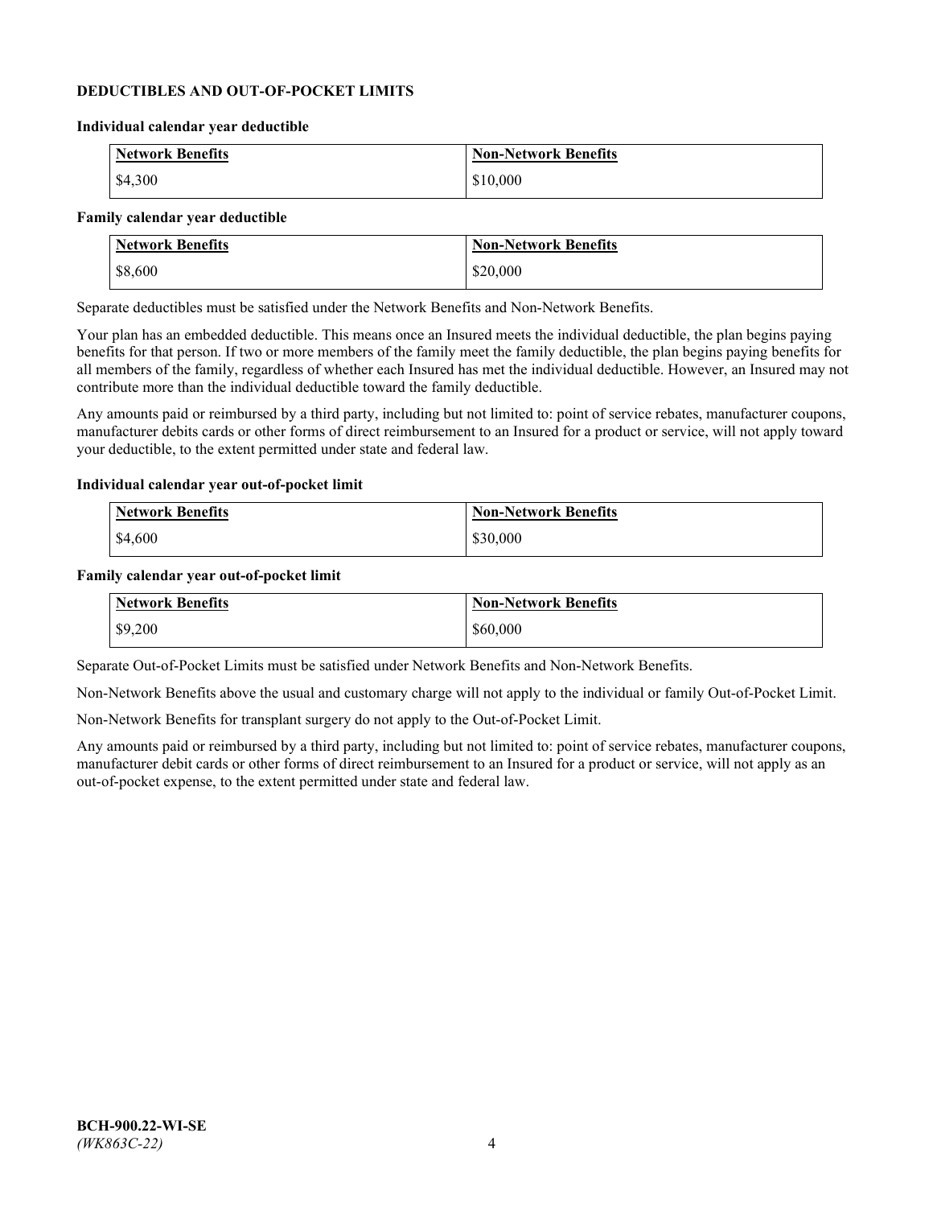## DEDUCTIBLES AND OUT-OF-POCKET LIMITS

**Individual calendar year deductible**

| Network Benefits | Non-Network Benefits |
|---|---|
| $4,300 | $10,000 |

**Family calendar year deductible**

| Network Benefits | Non-Network Benefits |
|---|---|
| $8,600 | $20,000 |

Separate deductibles must be satisfied under the Network Benefits and Non-Network Benefits.

Your plan has an embedded deductible. This means once an Insured meets the individual deductible, the plan begins paying benefits for that person. If two or more members of the family meet the family deductible, the plan begins paying benefits for all members of the family, regardless of whether each Insured has met the individual deductible. However, an Insured may not contribute more than the individual deductible toward the family deductible.

Any amounts paid or reimbursed by a third party, including but not limited to: point of service rebates, manufacturer coupons, manufacturer debits cards or other forms of direct reimbursement to an Insured for a product or service, will not apply toward your deductible, to the extent permitted under state and federal law.

**Individual calendar year out-of-pocket limit**

| Network Benefits | Non-Network Benefits |
|---|---|
| $4,600 | $30,000 |

**Family calendar year out-of-pocket limit**

| Network Benefits | Non-Network Benefits |
|---|---|
| $9,200 | $60,000 |

Separate Out-of-Pocket Limits must be satisfied under Network Benefits and Non-Network Benefits.

Non-Network Benefits above the usual and customary charge will not apply to the individual or family Out-of-Pocket Limit.

Non-Network Benefits for transplant surgery do not apply to the Out-of-Pocket Limit.

Any amounts paid or reimbursed by a third party, including but not limited to: point of service rebates, manufacturer coupons, manufacturer debit cards or other forms of direct reimbursement to an Insured for a product or service, will not apply as an out-of-pocket expense, to the extent permitted under state and federal law.

**BCH-900.22-WI-SE**
*(WK863C-22)*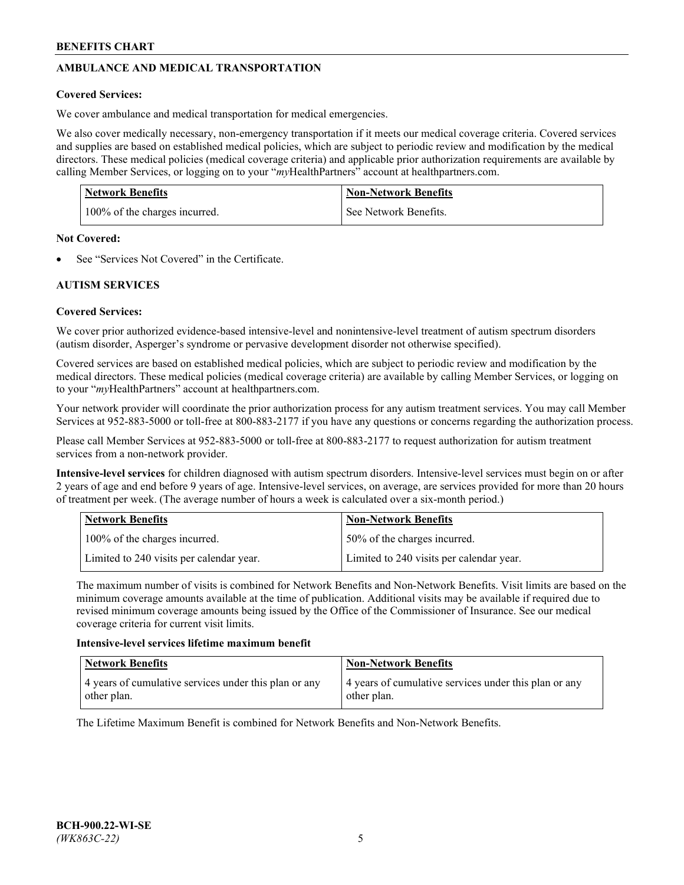## AMBULANCE AND MEDICAL TRANSPORTATION

**Covered Services:**

We cover ambulance and medical transportation for medical emergencies.

We also cover medically necessary, non-emergency transportation if it meets our medical coverage criteria. Covered services and supplies are based on established medical policies, which are subject to periodic review and modification by the medical directors. These medical policies (medical coverage criteria) and applicable prior authorization requirements are available by calling Member Services, or logging on to your "*my*HealthPartners" account at healthpartners.com.

| Network Benefits | Non-Network Benefits |
|---|---|
| 100% of the charges incurred. | See Network Benefits. |

**Not Covered:**

- See "Services Not Covered" in the Certificate.

## AUTISM SERVICES

**Covered Services:**

We cover prior authorized evidence-based intensive-level and nonintensive-level treatment of autism spectrum disorders (autism disorder, Asperger's syndrome or pervasive development disorder not otherwise specified).

Covered services are based on established medical policies, which are subject to periodic review and modification by the medical directors. These medical policies (medical coverage criteria) are available by calling Member Services, or logging on to your "*my*HealthPartners" account at healthpartners.com.

Your network provider will coordinate the prior authorization process for any autism treatment services. You may call Member Services at 952-883-5000 or toll-free at 800-883-2177 if you have any questions or concerns regarding the authorization process.

Please call Member Services at 952-883-5000 or toll-free at 800-883-2177 to request authorization for autism treatment services from a non-network provider.

**Intensive-level services** for children diagnosed with autism spectrum disorders. Intensive-level services must begin on or after 2 years of age and end before 9 years of age. Intensive-level services, on average, are services provided for more than 20 hours of treatment per week. (The average number of hours a week is calculated over a six-month period.)

| Network Benefits | Non-Network Benefits |
|---|---|
| 100% of the charges incurred. | 50% of the charges incurred. |
| Limited to 240 visits per calendar year. | Limited to 240 visits per calendar year. |

The maximum number of visits is combined for Network Benefits and Non-Network Benefits. Visit limits are based on the minimum coverage amounts available at the time of publication. Additional visits may be available if required due to revised minimum coverage amounts being issued by the Office of the Commissioner of Insurance. See our medical coverage criteria for current visit limits.

**Intensive-level services lifetime maximum benefit**

| Network Benefits | Non-Network Benefits |
|---|---|
| 4 years of cumulative services under this plan or any other plan. | 4 years of cumulative services under this plan or any other plan. |

The Lifetime Maximum Benefit is combined for Network Benefits and Non-Network Benefits.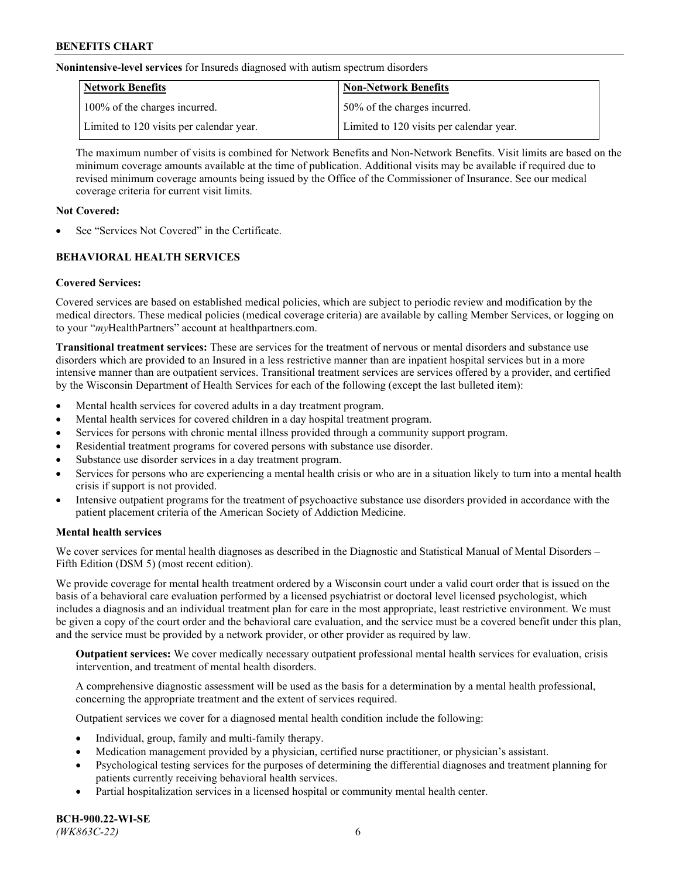**Nonintensive-level services** for Insureds diagnosed with autism spectrum disorders

| Network Benefits | Non-Network Benefits |
|---|---|
| 100% of the charges incurred. | 50% of the charges incurred. |
| Limited to 120 visits per calendar year. | Limited to 120 visits per calendar year. |

The maximum number of visits is combined for Network Benefits and Non-Network Benefits. Visit limits are based on the minimum coverage amounts available at the time of publication. Additional visits may be available if required due to revised minimum coverage amounts being issued by the Office of the Commissioner of Insurance. See our medical coverage criteria for current visit limits.

**Not Covered:**

- See "Services Not Covered" in the Certificate.

## BEHAVIORAL HEALTH SERVICES

**Covered Services:**

Covered services are based on established medical policies, which are subject to periodic review and modification by the medical directors. These medical policies (medical coverage criteria) are available by calling Member Services, or logging on to your "*my*HealthPartners" account at healthpartners.com.

**Transitional treatment services:** These are services for the treatment of nervous or mental disorders and substance use disorders which are provided to an Insured in a less restrictive manner than are inpatient hospital services but in a more intensive manner than are outpatient services. Transitional treatment services are services offered by a provider, and certified by the Wisconsin Department of Health Services for each of the following (except the last bulleted item):

- Mental health services for covered adults in a day treatment program.
- Mental health services for covered children in a day hospital treatment program.
- Services for persons with chronic mental illness provided through a community support program.
- Residential treatment programs for covered persons with substance use disorder.
- Substance use disorder services in a day treatment program.
- Services for persons who are experiencing a mental health crisis or who are in a situation likely to turn into a mental health crisis if support is not provided.
- Intensive outpatient programs for the treatment of psychoactive substance use disorders provided in accordance with the patient placement criteria of the American Society of Addiction Medicine.

**Mental health services**

We cover services for mental health diagnoses as described in the Diagnostic and Statistical Manual of Mental Disorders – Fifth Edition (DSM 5) (most recent edition).

We provide coverage for mental health treatment ordered by a Wisconsin court under a valid court order that is issued on the basis of a behavioral care evaluation performed by a licensed psychiatrist or doctoral level licensed psychologist, which includes a diagnosis and an individual treatment plan for care in the most appropriate, least restrictive environment. We must be given a copy of the court order and the behavioral care evaluation, and the service must be a covered benefit under this plan, and the service must be provided by a network provider, or other provider as required by law.

**Outpatient services:** We cover medically necessary outpatient professional mental health services for evaluation, crisis intervention, and treatment of mental health disorders.

A comprehensive diagnostic assessment will be used as the basis for a determination by a mental health professional, concerning the appropriate treatment and the extent of services required.

Outpatient services we cover for a diagnosed mental health condition include the following:

- Individual, group, family and multi-family therapy.
- Medication management provided by a physician, certified nurse practitioner, or physician's assistant.
- Psychological testing services for the purposes of determining the differential diagnoses and treatment planning for patients currently receiving behavioral health services.
- Partial hospitalization services in a licensed hospital or community mental health center.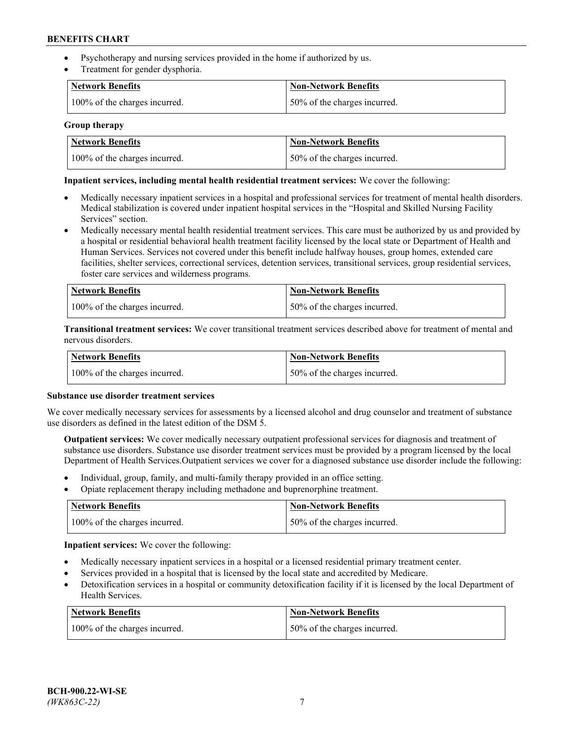- Psychotherapy and nursing services provided in the home if authorized by us.
- Treatment for gender dysphoria.

| Network Benefits | Non-Network Benefits |
| --- | --- |
| 100% of the charges incurred. | 50% of the charges incurred. |

**Group therapy**

| Network Benefits | Non-Network Benefits |
| --- | --- |
| 100% of the charges incurred. | 50% of the charges incurred. |

**Inpatient services, including mental health residential treatment services:** We cover the following:

- Medically necessary inpatient services in a hospital and professional services for treatment of mental health disorders. Medical stabilization is covered under inpatient hospital services in the "Hospital and Skilled Nursing Facility Services" section.
- Medically necessary mental health residential treatment services. This care must be authorized by us and provided by a hospital or residential behavioral health treatment facility licensed by the local state or Department of Health and Human Services. Services not covered under this benefit include halfway houses, group homes, extended care facilities, shelter services, correctional services, detention services, transitional services, group residential services, foster care services and wilderness programs.

| Network Benefits | Non-Network Benefits |
| --- | --- |
| 100% of the charges incurred. | 50% of the charges incurred. |

**Transitional treatment services:** We cover transitional treatment services described above for treatment of mental and nervous disorders.

| Network Benefits | Non-Network Benefits |
| --- | --- |
| 100% of the charges incurred. | 50% of the charges incurred. |

**Substance use disorder treatment services**

We cover medically necessary services for assessments by a licensed alcohol and drug counselor and treatment of substance use disorders as defined in the latest edition of the DSM 5.

**Outpatient services:** We cover medically necessary outpatient professional services for diagnosis and treatment of substance use disorders. Substance use disorder treatment services must be provided by a program licensed by the local Department of Health Services.Outpatient services we cover for a diagnosed substance use disorder include the following:

- Individual, group, family, and multi-family therapy provided in an office setting.
- Opiate replacement therapy including methadone and buprenorphine treatment.

| Network Benefits | Non-Network Benefits |
| --- | --- |
| 100% of the charges incurred. | 50% of the charges incurred. |

**Inpatient services:** We cover the following:

- Medically necessary inpatient services in a hospital or a licensed residential primary treatment center.
- Services provided in a hospital that is licensed by the local state and accredited by Medicare.
- Detoxification services in a hospital or community detoxification facility if it is licensed by the local Department of Health Services.

| Network Benefits | Non-Network Benefits |
| --- | --- |
| 100% of the charges incurred. | 50% of the charges incurred. |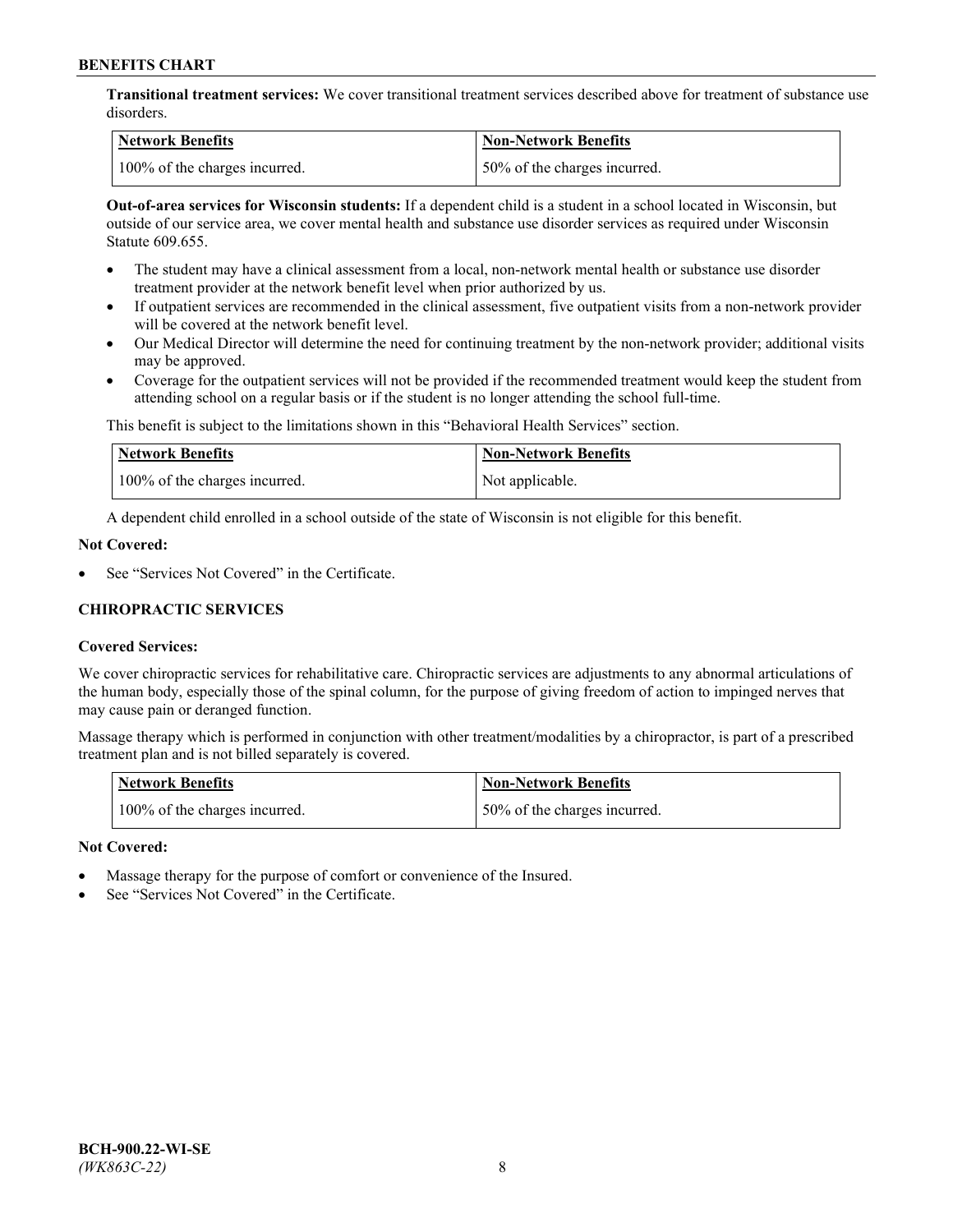**Transitional treatment services:** We cover transitional treatment services described above for treatment of substance use disorders.

| Network Benefits | Non-Network Benefits |
|---|---|
| 100% of the charges incurred. | 50% of the charges incurred. |

**Out-of-area services for Wisconsin students:** If a dependent child is a student in a school located in Wisconsin, but outside of our service area, we cover mental health and substance use disorder services as required under Wisconsin Statute 609.655.

- The student may have a clinical assessment from a local, non-network mental health or substance use disorder treatment provider at the network benefit level when prior authorized by us.
- If outpatient services are recommended in the clinical assessment, five outpatient visits from a non-network provider will be covered at the network benefit level.
- Our Medical Director will determine the need for continuing treatment by the non-network provider; additional visits may be approved.
- Coverage for the outpatient services will not be provided if the recommended treatment would keep the student from attending school on a regular basis or if the student is no longer attending the school full-time.

This benefit is subject to the limitations shown in this "Behavioral Health Services" section.

| Network Benefits | Non-Network Benefits |
|---|---|
| 100% of the charges incurred. | Not applicable. |

A dependent child enrolled in a school outside of the state of Wisconsin is not eligible for this benefit.

**Not Covered:**

- See "Services Not Covered" in the Certificate.

### CHIROPRACTIC SERVICES

**Covered Services:**

We cover chiropractic services for rehabilitative care. Chiropractic services are adjustments to any abnormal articulations of the human body, especially those of the spinal column, for the purpose of giving freedom of action to impinged nerves that may cause pain or deranged function.

Massage therapy which is performed in conjunction with other treatment/modalities by a chiropractor, is part of a prescribed treatment plan and is not billed separately is covered.

| Network Benefits | Non-Network Benefits |
|---|---|
| 100% of the charges incurred. | 50% of the charges incurred. |

**Not Covered:**

- Massage therapy for the purpose of comfort or convenience of the Insured.
- See "Services Not Covered" in the Certificate.

BCH-900.22-WI-SE
*(WK863C-22)*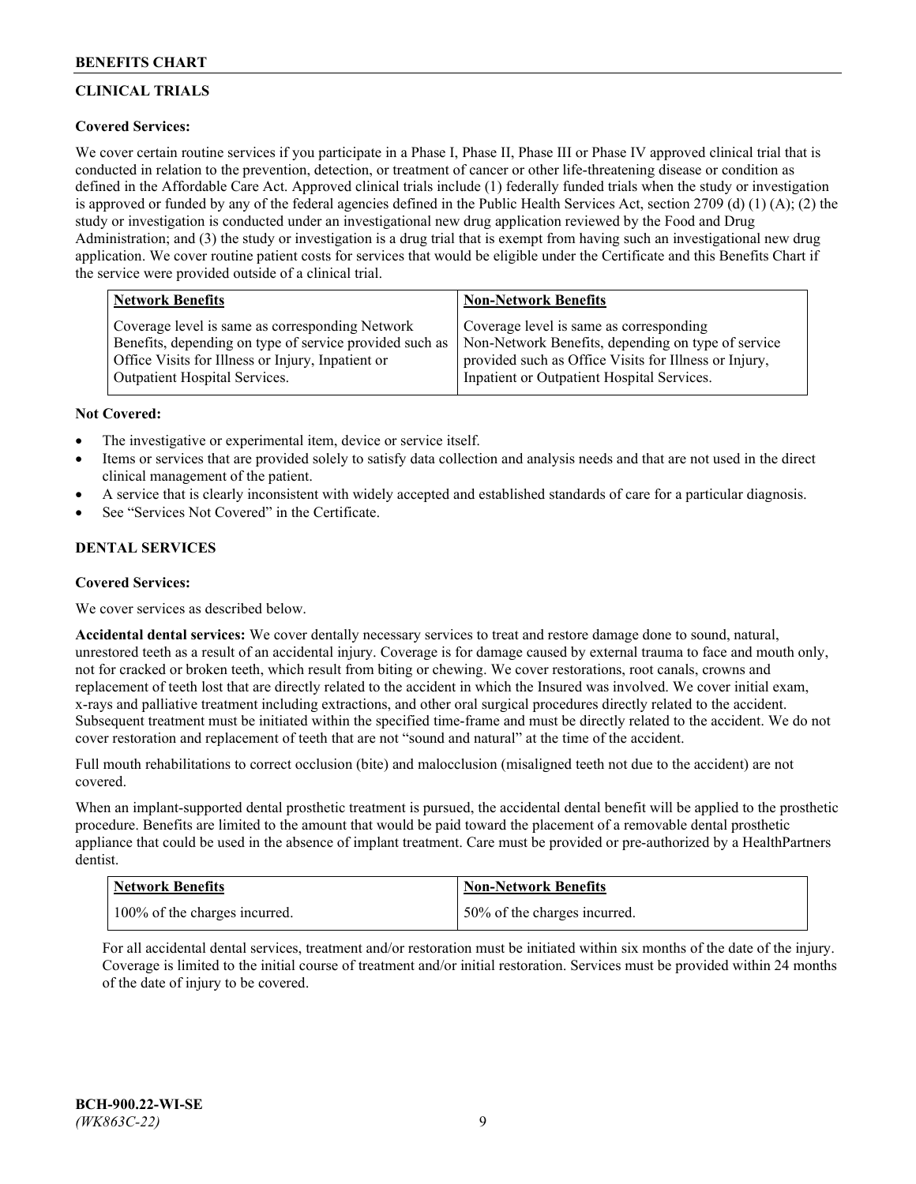## CLINICAL TRIALS

**Covered Services:**

We cover certain routine services if you participate in a Phase I, Phase II, Phase III or Phase IV approved clinical trial that is conducted in relation to the prevention, detection, or treatment of cancer or other life-threatening disease or condition as defined in the Affordable Care Act. Approved clinical trials include (1) federally funded trials when the study or investigation is approved or funded by any of the federal agencies defined in the Public Health Services Act, section 2709 (d) (1) (A); (2) the study or investigation is conducted under an investigational new drug application reviewed by the Food and Drug Administration; and (3) the study or investigation is a drug trial that is exempt from having such an investigational new drug application. We cover routine patient costs for services that would be eligible under the Certificate and this Benefits Chart if the service were provided outside of a clinical trial.

| Network Benefits | Non-Network Benefits |
|---|---|
| Coverage level is same as corresponding Network Benefits, depending on type of service provided such as Office Visits for Illness or Injury, Inpatient or Outpatient Hospital Services. | Coverage level is same as corresponding Non-Network Benefits, depending on type of service provided such as Office Visits for Illness or Injury, Inpatient or Outpatient Hospital Services. |

**Not Covered:**

- The investigative or experimental item, device or service itself.
- Items or services that are provided solely to satisfy data collection and analysis needs and that are not used in the direct clinical management of the patient.
- A service that is clearly inconsistent with widely accepted and established standards of care for a particular diagnosis.
- See "Services Not Covered" in the Certificate.

## DENTAL SERVICES

**Covered Services:**

We cover services as described below.

**Accidental dental services:** We cover dentally necessary services to treat and restore damage done to sound, natural, unrestored teeth as a result of an accidental injury. Coverage is for damage caused by external trauma to face and mouth only, not for cracked or broken teeth, which result from biting or chewing. We cover restorations, root canals, crowns and replacement of teeth lost that are directly related to the accident in which the Insured was involved. We cover initial exam, x-rays and palliative treatment including extractions, and other oral surgical procedures directly related to the accident. Subsequent treatment must be initiated within the specified time-frame and must be directly related to the accident. We do not cover restoration and replacement of teeth that are not "sound and natural" at the time of the accident.

Full mouth rehabilitations to correct occlusion (bite) and malocclusion (misaligned teeth not due to the accident) are not covered.

When an implant-supported dental prosthetic treatment is pursued, the accidental dental benefit will be applied to the prosthetic procedure. Benefits are limited to the amount that would be paid toward the placement of a removable dental prosthetic appliance that could be used in the absence of implant treatment. Care must be provided or pre-authorized by a HealthPartners dentist.

| Network Benefits | Non-Network Benefits |
|---|---|
| 100% of the charges incurred. | 50% of the charges incurred. |

For all accidental dental services, treatment and/or restoration must be initiated within six months of the date of the injury. Coverage is limited to the initial course of treatment and/or initial restoration. Services must be provided within 24 months of the date of injury to be covered.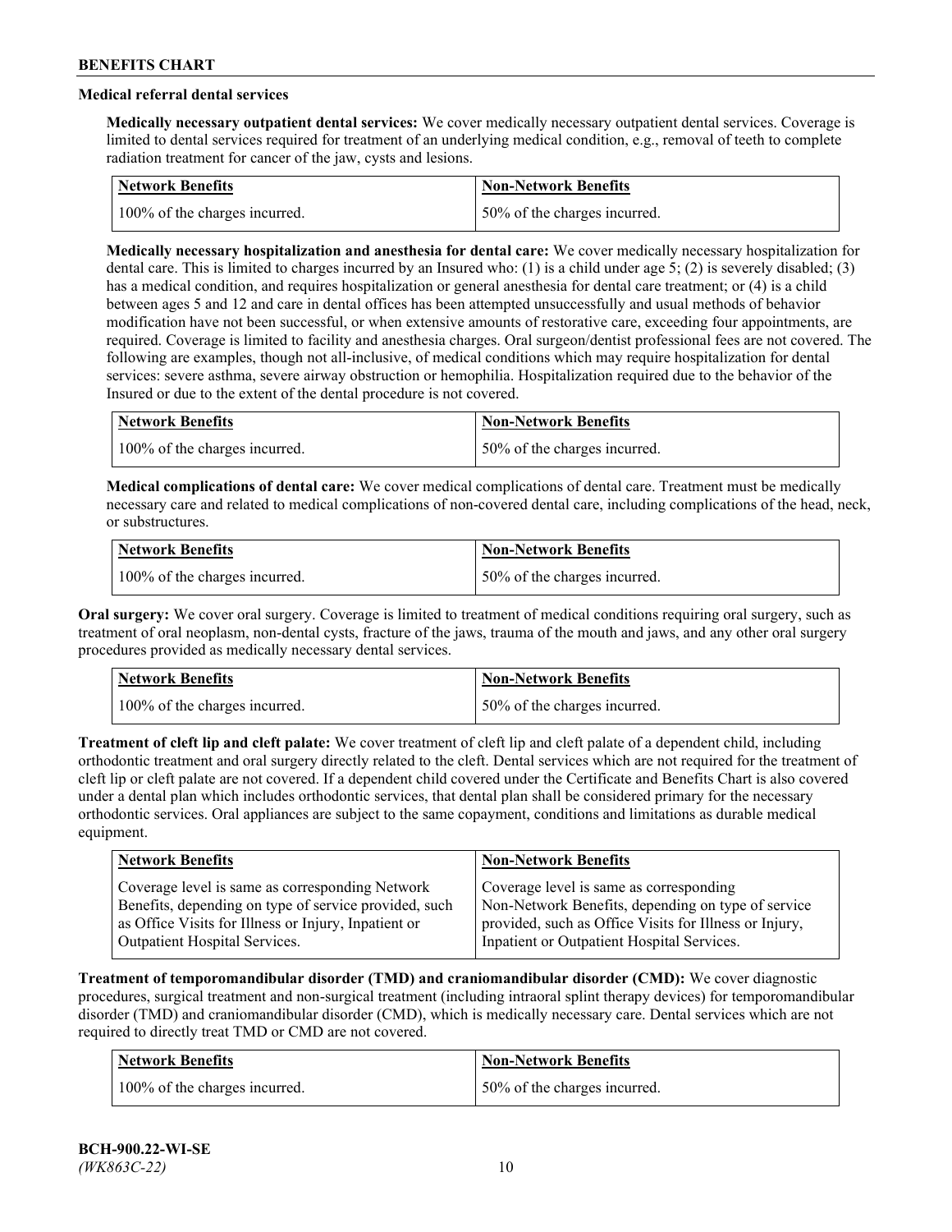### Medical referral dental services

**Medically necessary outpatient dental services:** We cover medically necessary outpatient dental services. Coverage is limited to dental services required for treatment of an underlying medical condition, e.g., removal of teeth to complete radiation treatment for cancer of the jaw, cysts and lesions.

| Network Benefits | Non-Network Benefits |
| --- | --- |
| 100% of the charges incurred. | 50% of the charges incurred. |

**Medically necessary hospitalization and anesthesia for dental care:** We cover medically necessary hospitalization for dental care. This is limited to charges incurred by an Insured who: (1) is a child under age 5; (2) is severely disabled; (3) has a medical condition, and requires hospitalization or general anesthesia for dental care treatment; or (4) is a child between ages 5 and 12 and care in dental offices has been attempted unsuccessfully and usual methods of behavior modification have not been successful, or when extensive amounts of restorative care, exceeding four appointments, are required. Coverage is limited to facility and anesthesia charges. Oral surgeon/dentist professional fees are not covered. The following are examples, though not all-inclusive, of medical conditions which may require hospitalization for dental services: severe asthma, severe airway obstruction or hemophilia. Hospitalization required due to the behavior of the Insured or due to the extent of the dental procedure is not covered.

| Network Benefits | Non-Network Benefits |
| --- | --- |
| 100% of the charges incurred. | 50% of the charges incurred. |

**Medical complications of dental care:** We cover medical complications of dental care. Treatment must be medically necessary care and related to medical complications of non-covered dental care, including complications of the head, neck, or substructures.

| Network Benefits | Non-Network Benefits |
| --- | --- |
| 100% of the charges incurred. | 50% of the charges incurred. |

**Oral surgery:** We cover oral surgery. Coverage is limited to treatment of medical conditions requiring oral surgery, such as treatment of oral neoplasm, non-dental cysts, fracture of the jaws, trauma of the mouth and jaws, and any other oral surgery procedures provided as medically necessary dental services.

| Network Benefits | Non-Network Benefits |
| --- | --- |
| 100% of the charges incurred. | 50% of the charges incurred. |

**Treatment of cleft lip and cleft palate:** We cover treatment of cleft lip and cleft palate of a dependent child, including orthodontic treatment and oral surgery directly related to the cleft. Dental services which are not required for the treatment of cleft lip or cleft palate are not covered. If a dependent child covered under the Certificate and Benefits Chart is also covered under a dental plan which includes orthodontic services, that dental plan shall be considered primary for the necessary orthodontic services. Oral appliances are subject to the same copayment, conditions and limitations as durable medical equipment.

| Network Benefits | Non-Network Benefits |
| --- | --- |
| Coverage level is same as corresponding Network Benefits, depending on type of service provided, such as Office Visits for Illness or Injury, Inpatient or Outpatient Hospital Services. | Coverage level is same as corresponding Non-Network Benefits, depending on type of service provided, such as Office Visits for Illness or Injury, Inpatient or Outpatient Hospital Services. |

**Treatment of temporomandibular disorder (TMD) and craniomandibular disorder (CMD):** We cover diagnostic procedures, surgical treatment and non-surgical treatment (including intraoral splint therapy devices) for temporomandibular disorder (TMD) and craniomandibular disorder (CMD), which is medically necessary care. Dental services which are not required to directly treat TMD or CMD are not covered.

| Network Benefits | Non-Network Benefits |
| --- | --- |
| 100% of the charges incurred. | 50% of the charges incurred. |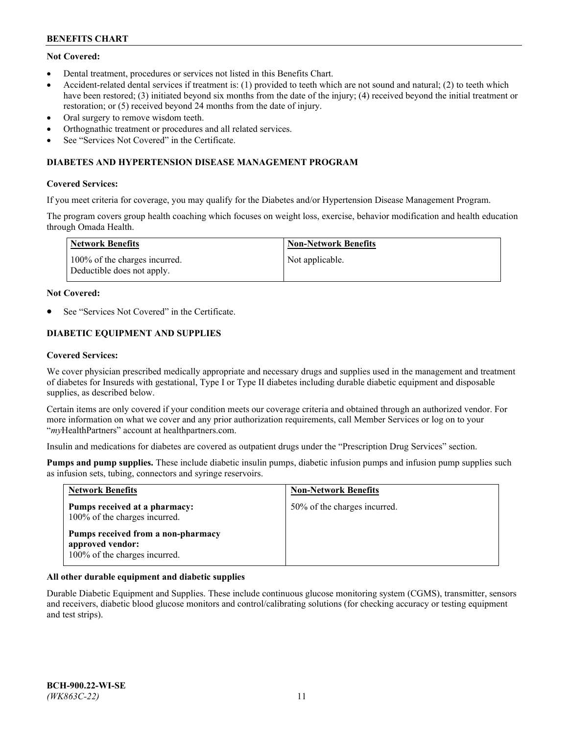**Not Covered:**

- Dental treatment, procedures or services not listed in this Benefits Chart.
- Accident-related dental services if treatment is: (1) provided to teeth which are not sound and natural; (2) to teeth which have been restored; (3) initiated beyond six months from the date of the injury; (4) received beyond the initial treatment or restoration; or (5) received beyond 24 months from the date of injury.
- Oral surgery to remove wisdom teeth.
- Orthognathic treatment or procedures and all related services.
- See "Services Not Covered" in the Certificate.

## DIABETES AND HYPERTENSION DISEASE MANAGEMENT PROGRAM

**Covered Services:**

If you meet criteria for coverage, you may qualify for the Diabetes and/or Hypertension Disease Management Program.

The program covers group health coaching which focuses on weight loss, exercise, behavior modification and health education through Omada Health.

| Network Benefits | Non-Network Benefits |
|---|---|
| 100% of the charges incurred. Deductible does not apply. | Not applicable. |

**Not Covered:**

- See "Services Not Covered" in the Certificate.

## DIABETIC EQUIPMENT AND SUPPLIES

**Covered Services:**

We cover physician prescribed medically appropriate and necessary drugs and supplies used in the management and treatment of diabetes for Insureds with gestational, Type I or Type II diabetes including durable diabetic equipment and disposable supplies, as described below.

Certain items are only covered if your condition meets our coverage criteria and obtained through an authorized vendor. For more information on what we cover and any prior authorization requirements, call Member Services or log on to your "*my*HealthPartners" account at healthpartners.com.

Insulin and medications for diabetes are covered as outpatient drugs under the "Prescription Drug Services" section.

**Pumps and pump supplies.** These include diabetic insulin pumps, diabetic infusion pumps and infusion pump supplies such as infusion sets, tubing, connectors and syringe reservoirs.

| Network Benefits | Non-Network Benefits |
|---|---|
| **Pumps received at a pharmacy:** 100% of the charges incurred.<br><br>**Pumps received from a non-pharmacy approved vendor:** 100% of the charges incurred. | 50% of the charges incurred. |

**All other durable equipment and diabetic supplies**

Durable Diabetic Equipment and Supplies. These include continuous glucose monitoring system (CGMS), transmitter, sensors and receivers, diabetic blood glucose monitors and control/calibrating solutions (for checking accuracy or testing equipment and test strips).

BCH-900.22-WI-SE
*(WK863C-22)*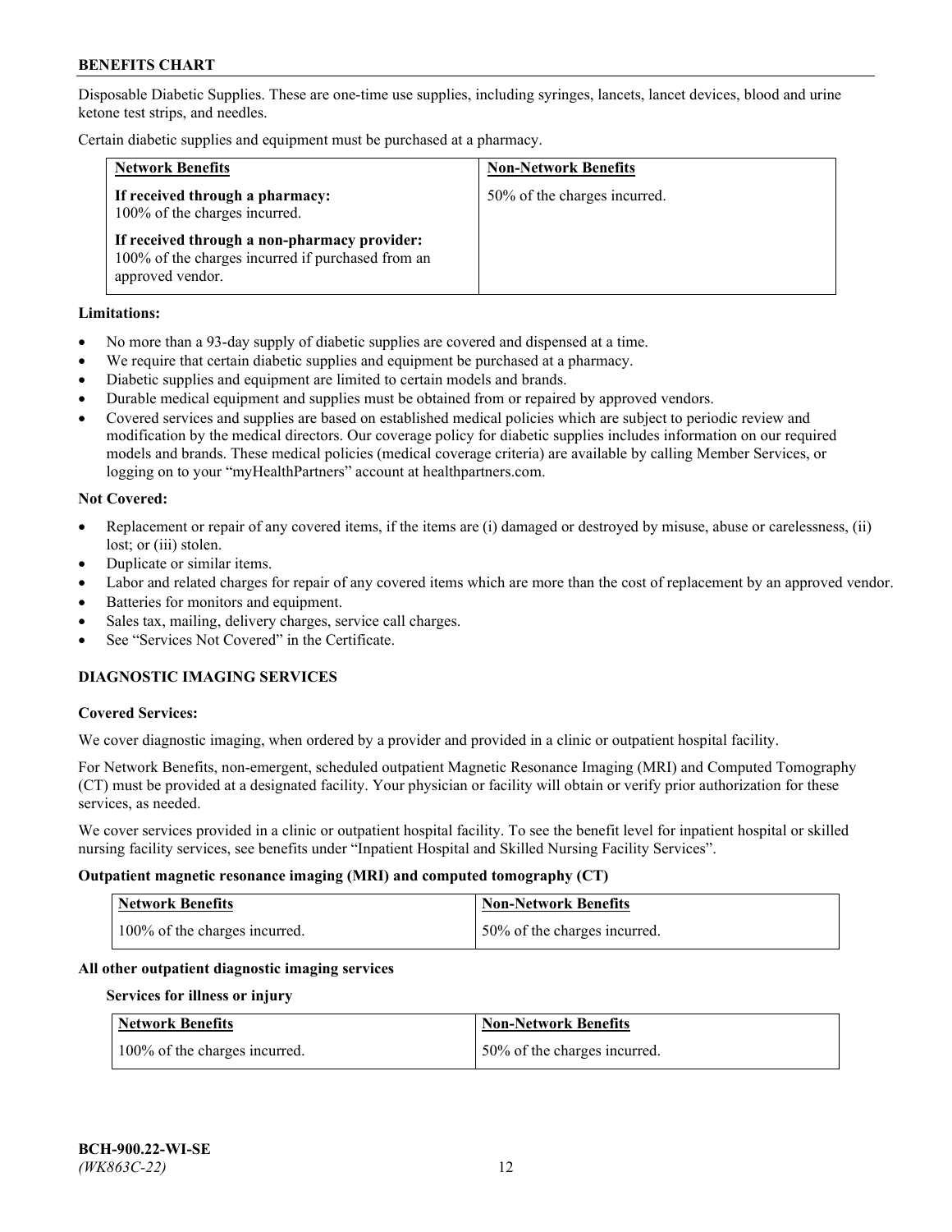Disposable Diabetic Supplies. These are one-time use supplies, including syringes, lancets, lancet devices, blood and urine ketone test strips, and needles.

Certain diabetic supplies and equipment must be purchased at a pharmacy.

| Network Benefits | Non-Network Benefits |
|---|---|
| **If received through a pharmacy:** 100% of the charges incurred.<br><br>**If received through a non-pharmacy provider:** 100% of the charges incurred if purchased from an approved vendor. | 50% of the charges incurred. |

**Limitations:**

- No more than a 93-day supply of diabetic supplies are covered and dispensed at a time.
- We require that certain diabetic supplies and equipment be purchased at a pharmacy.
- Diabetic supplies and equipment are limited to certain models and brands.
- Durable medical equipment and supplies must be obtained from or repaired by approved vendors.
- Covered services and supplies are based on established medical policies which are subject to periodic review and modification by the medical directors. Our coverage policy for diabetic supplies includes information on our required models and brands. These medical policies (medical coverage criteria) are available by calling Member Services, or logging on to your "myHealthPartners" account at healthpartners.com.

**Not Covered:**

- Replacement or repair of any covered items, if the items are (i) damaged or destroyed by misuse, abuse or carelessness, (ii) lost; or (iii) stolen.
- Duplicate or similar items.
- Labor and related charges for repair of any covered items which are more than the cost of replacement by an approved vendor.
- Batteries for monitors and equipment.
- Sales tax, mailing, delivery charges, service call charges.
- See "Services Not Covered" in the Certificate.

## DIAGNOSTIC IMAGING SERVICES

**Covered Services:**

We cover diagnostic imaging, when ordered by a provider and provided in a clinic or outpatient hospital facility.

For Network Benefits, non-emergent, scheduled outpatient Magnetic Resonance Imaging (MRI) and Computed Tomography (CT) must be provided at a designated facility. Your physician or facility will obtain or verify prior authorization for these services, as needed.

We cover services provided in a clinic or outpatient hospital facility. To see the benefit level for inpatient hospital or skilled nursing facility services, see benefits under "Inpatient Hospital and Skilled Nursing Facility Services".

**Outpatient magnetic resonance imaging (MRI) and computed tomography (CT)**

| Network Benefits | Non-Network Benefits |
|---|---|
| 100% of the charges incurred. | 50% of the charges incurred. |

**All other outpatient diagnostic imaging services**

**Services for illness or injury**

| Network Benefits | Non-Network Benefits |
|---|---|
| 100% of the charges incurred. | 50% of the charges incurred. |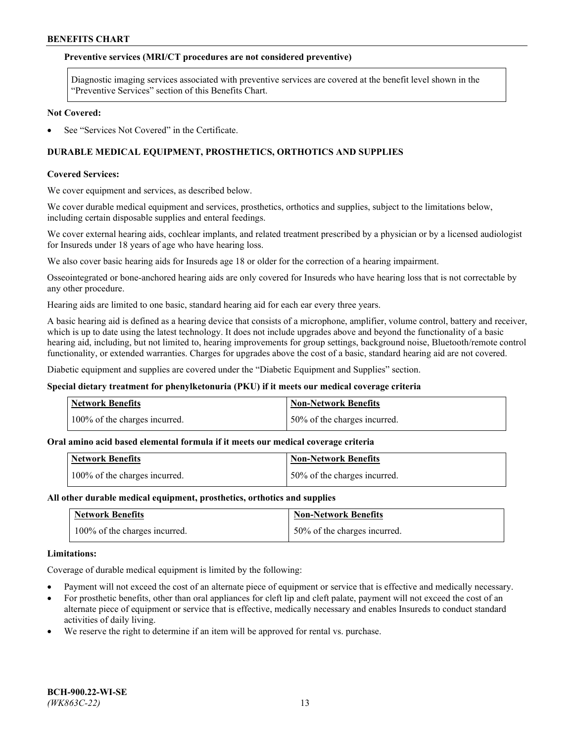**Preventive services (MRI/CT procedures are not considered preventive)**

| |
|---|
| Diagnostic imaging services associated with preventive services are covered at the benefit level shown in the "Preventive Services" section of this Benefits Chart. |

**Not Covered:**

- See "Services Not Covered" in the Certificate.

## DURABLE MEDICAL EQUIPMENT, PROSTHETICS, ORTHOTICS AND SUPPLIES

**Covered Services:**

We cover equipment and services, as described below.

We cover durable medical equipment and services, prosthetics, orthotics and supplies, subject to the limitations below, including certain disposable supplies and enteral feedings.

We cover external hearing aids, cochlear implants, and related treatment prescribed by a physician or by a licensed audiologist for Insureds under 18 years of age who have hearing loss.

We also cover basic hearing aids for Insureds age 18 or older for the correction of a hearing impairment.

Osseointegrated or bone-anchored hearing aids are only covered for Insureds who have hearing loss that is not correctable by any other procedure.

Hearing aids are limited to one basic, standard hearing aid for each ear every three years.

A basic hearing aid is defined as a hearing device that consists of a microphone, amplifier, volume control, battery and receiver, which is up to date using the latest technology. It does not include upgrades above and beyond the functionality of a basic hearing aid, including, but not limited to, hearing improvements for group settings, background noise, Bluetooth/remote control functionality, or extended warranties. Charges for upgrades above the cost of a basic, standard hearing aid are not covered.

Diabetic equipment and supplies are covered under the "Diabetic Equipment and Supplies" section.

**Special dietary treatment for phenylketonuria (PKU) if it meets our medical coverage criteria**

| Network Benefits | Non-Network Benefits |
|---|---|
| 100% of the charges incurred. | 50% of the charges incurred. |

**Oral amino acid based elemental formula if it meets our medical coverage criteria**

| Network Benefits | Non-Network Benefits |
|---|---|
| 100% of the charges incurred. | 50% of the charges incurred. |

**All other durable medical equipment, prosthetics, orthotics and supplies**

| Network Benefits | Non-Network Benefits |
|---|---|
| 100% of the charges incurred. | 50% of the charges incurred. |

**Limitations:**

Coverage of durable medical equipment is limited by the following:

- Payment will not exceed the cost of an alternate piece of equipment or service that is effective and medically necessary.
- For prosthetic benefits, other than oral appliances for cleft lip and cleft palate, payment will not exceed the cost of an alternate piece of equipment or service that is effective, medically necessary and enables Insureds to conduct standard activities of daily living.
- We reserve the right to determine if an item will be approved for rental vs. purchase.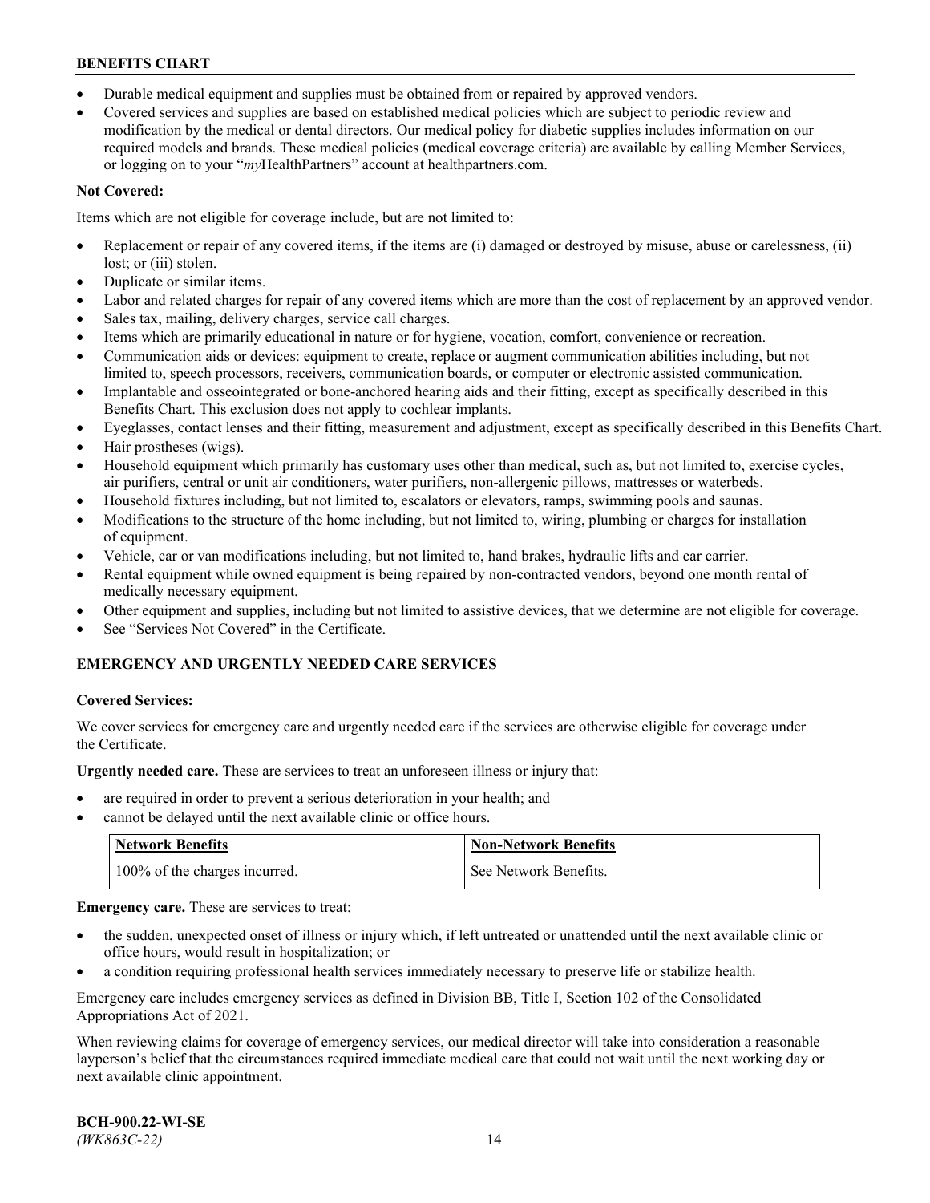- Durable medical equipment and supplies must be obtained from or repaired by approved vendors.
- Covered services and supplies are based on established medical policies which are subject to periodic review and modification by the medical or dental directors. Our medical policy for diabetic supplies includes information on our required models and brands. These medical policies (medical coverage criteria) are available by calling Member Services, or logging on to your "*my*HealthPartners" account at healthpartners.com.

**Not Covered:**

Items which are not eligible for coverage include, but are not limited to:

- Replacement or repair of any covered items, if the items are (i) damaged or destroyed by misuse, abuse or carelessness, (ii) lost; or (iii) stolen.
- Duplicate or similar items.
- Labor and related charges for repair of any covered items which are more than the cost of replacement by an approved vendor.
- Sales tax, mailing, delivery charges, service call charges.
- Items which are primarily educational in nature or for hygiene, vocation, comfort, convenience or recreation.
- Communication aids or devices: equipment to create, replace or augment communication abilities including, but not limited to, speech processors, receivers, communication boards, or computer or electronic assisted communication.
- Implantable and osseointegrated or bone-anchored hearing aids and their fitting, except as specifically described in this Benefits Chart. This exclusion does not apply to cochlear implants.
- Eyeglasses, contact lenses and their fitting, measurement and adjustment, except as specifically described in this Benefits Chart.
- Hair prostheses (wigs).
- Household equipment which primarily has customary uses other than medical, such as, but not limited to, exercise cycles, air purifiers, central or unit air conditioners, water purifiers, non-allergenic pillows, mattresses or waterbeds.
- Household fixtures including, but not limited to, escalators or elevators, ramps, swimming pools and saunas.
- Modifications to the structure of the home including, but not limited to, wiring, plumbing or charges for installation of equipment.
- Vehicle, car or van modifications including, but not limited to, hand brakes, hydraulic lifts and car carrier.
- Rental equipment while owned equipment is being repaired by non-contracted vendors, beyond one month rental of medically necessary equipment.
- Other equipment and supplies, including but not limited to assistive devices, that we determine are not eligible for coverage.
- See "Services Not Covered" in the Certificate.

## EMERGENCY AND URGENTLY NEEDED CARE SERVICES

**Covered Services:**

We cover services for emergency care and urgently needed care if the services are otherwise eligible for coverage under the Certificate.

**Urgently needed care.** These are services to treat an unforeseen illness or injury that:

- are required in order to prevent a serious deterioration in your health; and
- cannot be delayed until the next available clinic or office hours.

| Network Benefits | Non-Network Benefits |
| --- | --- |
| 100% of the charges incurred. | See Network Benefits. |

**Emergency care.** These are services to treat:

- the sudden, unexpected onset of illness or injury which, if left untreated or unattended until the next available clinic or office hours, would result in hospitalization; or
- a condition requiring professional health services immediately necessary to preserve life or stabilize health.

Emergency care includes emergency services as defined in Division BB, Title I, Section 102 of the Consolidated Appropriations Act of 2021.

When reviewing claims for coverage of emergency services, our medical director will take into consideration a reasonable layperson's belief that the circumstances required immediate medical care that could not wait until the next working day or next available clinic appointment.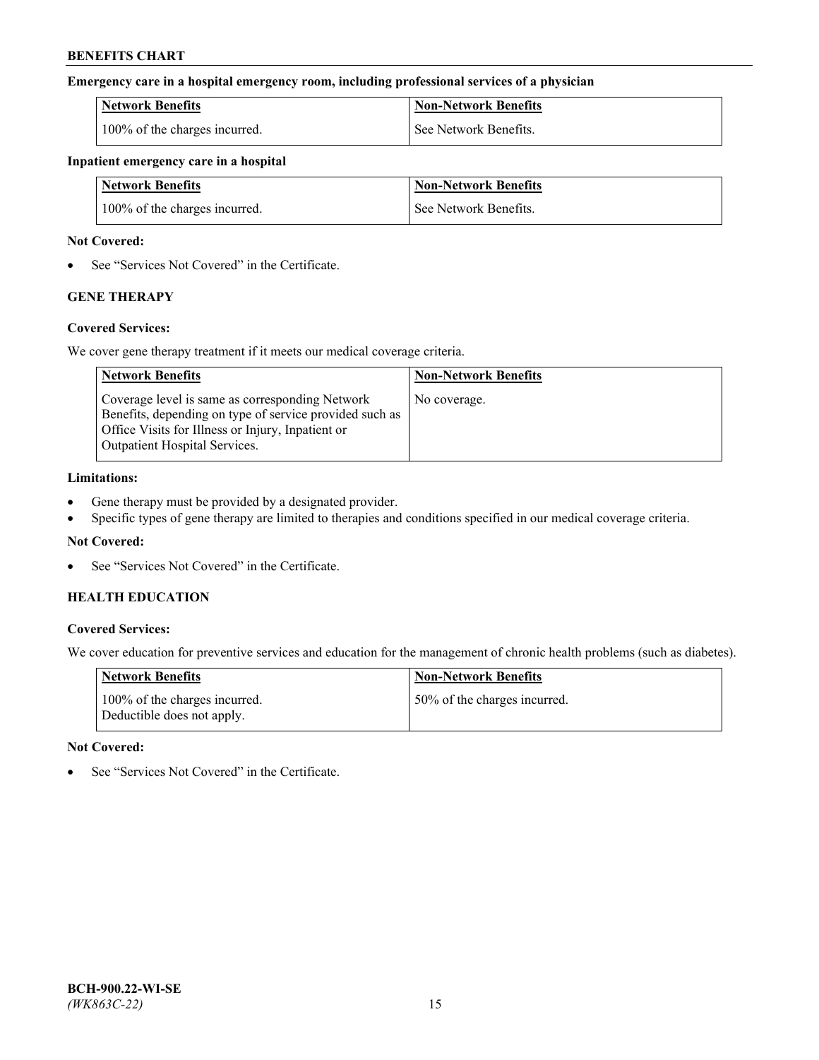**Emergency care in a hospital emergency room, including professional services of a physician**

| Network Benefits | Non-Network Benefits |
| --- | --- |
| 100% of the charges incurred. | See Network Benefits. |

**Inpatient emergency care in a hospital**

| Network Benefits | Non-Network Benefits |
| --- | --- |
| 100% of the charges incurred. | See Network Benefits. |

**Not Covered:**

- See "Services Not Covered" in the Certificate.

### GENE THERAPY

**Covered Services:**

We cover gene therapy treatment if it meets our medical coverage criteria.

| Network Benefits | Non-Network Benefits |
| --- | --- |
| Coverage level is same as corresponding Network Benefits, depending on type of service provided such as Office Visits for Illness or Injury, Inpatient or Outpatient Hospital Services. | No coverage. |

**Limitations:**

- Gene therapy must be provided by a designated provider.
- Specific types of gene therapy are limited to therapies and conditions specified in our medical coverage criteria.

**Not Covered:**

- See "Services Not Covered" in the Certificate.

### HEALTH EDUCATION

**Covered Services:**

We cover education for preventive services and education for the management of chronic health problems (such as diabetes).

| Network Benefits | Non-Network Benefits |
| --- | --- |
| 100% of the charges incurred. Deductible does not apply. | 50% of the charges incurred. |

**Not Covered:**

- See "Services Not Covered" in the Certificate.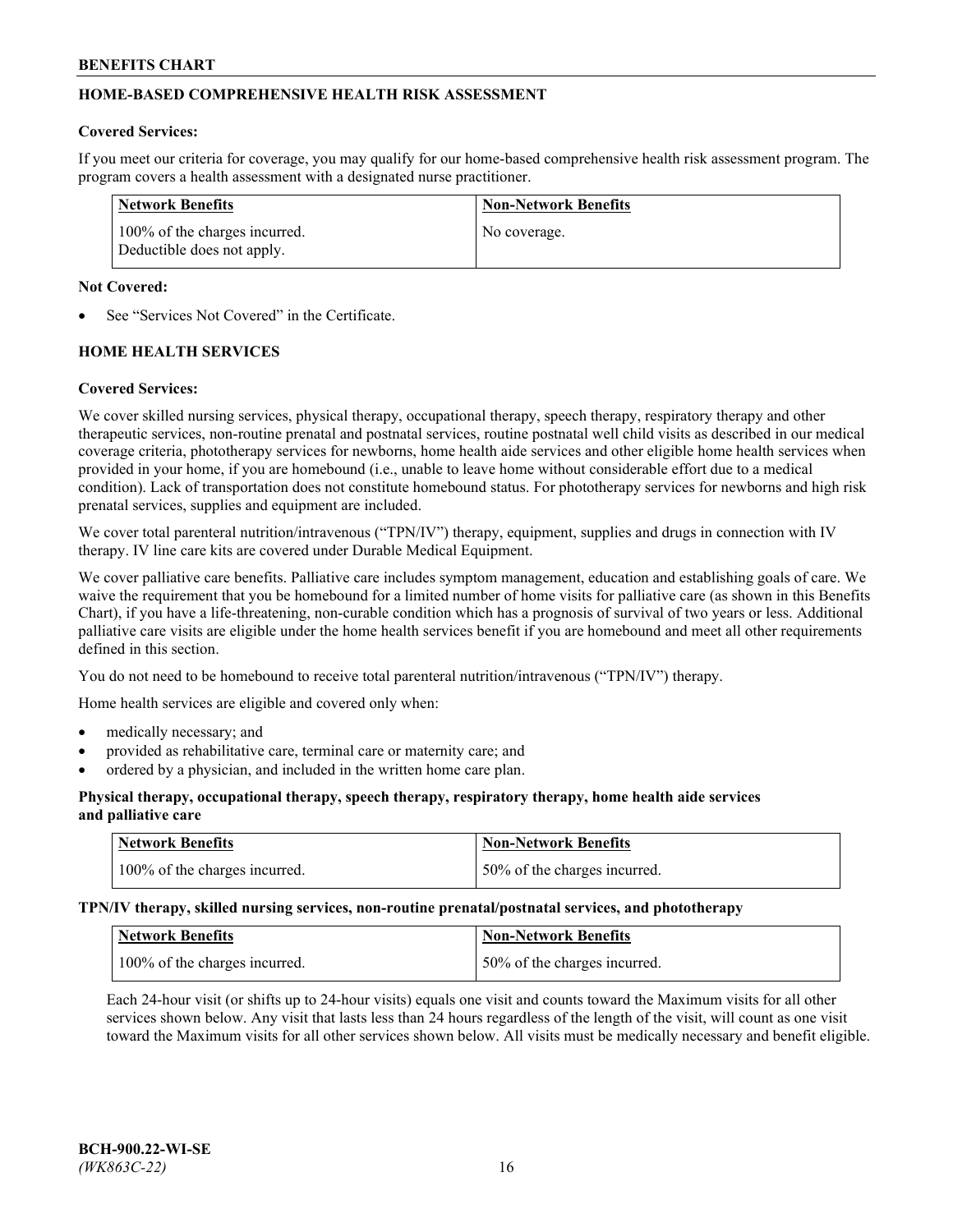## HOME-BASED COMPREHENSIVE HEALTH RISK ASSESSMENT

**Covered Services:**

If you meet our criteria for coverage, you may qualify for our home-based comprehensive health risk assessment program. The program covers a health assessment with a designated nurse practitioner.

| Network Benefits | Non-Network Benefits |
|---|---|
| 100% of the charges incurred. Deductible does not apply. | No coverage. |

**Not Covered:**

- See "Services Not Covered" in the Certificate.

## HOME HEALTH SERVICES

**Covered Services:**

We cover skilled nursing services, physical therapy, occupational therapy, speech therapy, respiratory therapy and other therapeutic services, non-routine prenatal and postnatal services, routine postnatal well child visits as described in our medical coverage criteria, phototherapy services for newborns, home health aide services and other eligible home health services when provided in your home, if you are homebound (i.e., unable to leave home without considerable effort due to a medical condition). Lack of transportation does not constitute homebound status. For phototherapy services for newborns and high risk prenatal services, supplies and equipment are included.

We cover total parenteral nutrition/intravenous ("TPN/IV") therapy, equipment, supplies and drugs in connection with IV therapy. IV line care kits are covered under Durable Medical Equipment.

We cover palliative care benefits. Palliative care includes symptom management, education and establishing goals of care. We waive the requirement that you be homebound for a limited number of home visits for palliative care (as shown in this Benefits Chart), if you have a life-threatening, non-curable condition which has a prognosis of survival of two years or less. Additional palliative care visits are eligible under the home health services benefit if you are homebound and meet all other requirements defined in this section.

You do not need to be homebound to receive total parenteral nutrition/intravenous ("TPN/IV") therapy.

Home health services are eligible and covered only when:

- medically necessary; and
- provided as rehabilitative care, terminal care or maternity care; and
- ordered by a physician, and included in the written home care plan.

**Physical therapy, occupational therapy, speech therapy, respiratory therapy, home health aide services and palliative care**

| Network Benefits | Non-Network Benefits |
|---|---|
| 100% of the charges incurred. | 50% of the charges incurred. |

**TPN/IV therapy, skilled nursing services, non-routine prenatal/postnatal services, and phototherapy**

| Network Benefits | Non-Network Benefits |
|---|---|
| 100% of the charges incurred. | 50% of the charges incurred. |

Each 24-hour visit (or shifts up to 24-hour visits) equals one visit and counts toward the Maximum visits for all other services shown below. Any visit that lasts less than 24 hours regardless of the length of the visit, will count as one visit toward the Maximum visits for all other services shown below. All visits must be medically necessary and benefit eligible.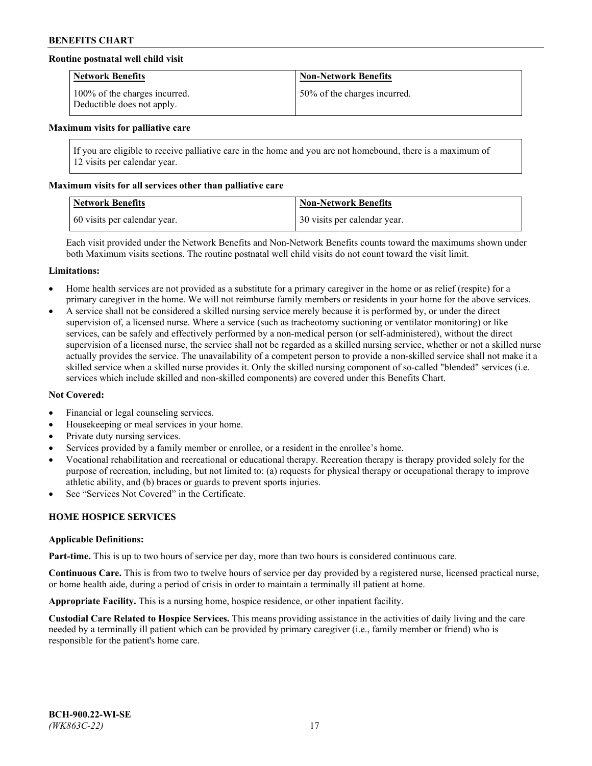#### Routine postnatal well child visit

| Network Benefits | Non-Network Benefits |
| --- | --- |
| 100% of the charges incurred. Deductible does not apply. | 50% of the charges incurred. |

#### Maximum visits for palliative care

If you are eligible to receive palliative care in the home and you are not homebound, there is a maximum of 12 visits per calendar year.

#### Maximum visits for all services other than palliative care

| Network Benefits | Non-Network Benefits |
| --- | --- |
| 60 visits per calendar year. | 30 visits per calendar year. |

Each visit provided under the Network Benefits and Non-Network Benefits counts toward the maximums shown under both Maximum visits sections. The routine postnatal well child visits do not count toward the visit limit.

**Limitations:**

- Home health services are not provided as a substitute for a primary caregiver in the home or as relief (respite) for a primary caregiver in the home. We will not reimburse family members or residents in your home for the above services.
- A service shall not be considered a skilled nursing service merely because it is performed by, or under the direct supervision of, a licensed nurse. Where a service (such as tracheotomy suctioning or ventilator monitoring) or like services, can be safely and effectively performed by a non-medical person (or self-administered), without the direct supervision of a licensed nurse, the service shall not be regarded as a skilled nursing service, whether or not a skilled nurse actually provides the service. The unavailability of a competent person to provide a non-skilled service shall not make it a skilled service when a skilled nurse provides it. Only the skilled nursing component of so-called "blended" services (i.e. services which include skilled and non-skilled components) are covered under this Benefits Chart.

**Not Covered:**

- Financial or legal counseling services.
- Housekeeping or meal services in your home.
- Private duty nursing services.
- Services provided by a family member or enrollee, or a resident in the enrollee's home.
- Vocational rehabilitation and recreational or educational therapy. Recreation therapy is therapy provided solely for the purpose of recreation, including, but not limited to: (a) requests for physical therapy or occupational therapy to improve athletic ability, and (b) braces or guards to prevent sports injuries.
- See "Services Not Covered" in the Certificate.

### HOME HOSPICE SERVICES

**Applicable Definitions:**

**Part-time.** This is up to two hours of service per day, more than two hours is considered continuous care.

**Continuous Care.** This is from two to twelve hours of service per day provided by a registered nurse, licensed practical nurse, or home health aide, during a period of crisis in order to maintain a terminally ill patient at home.

**Appropriate Facility.** This is a nursing home, hospice residence, or other inpatient facility.

**Custodial Care Related to Hospice Services.** This means providing assistance in the activities of daily living and the care needed by a terminally ill patient which can be provided by primary caregiver (i.e., family member or friend) who is responsible for the patient's home care.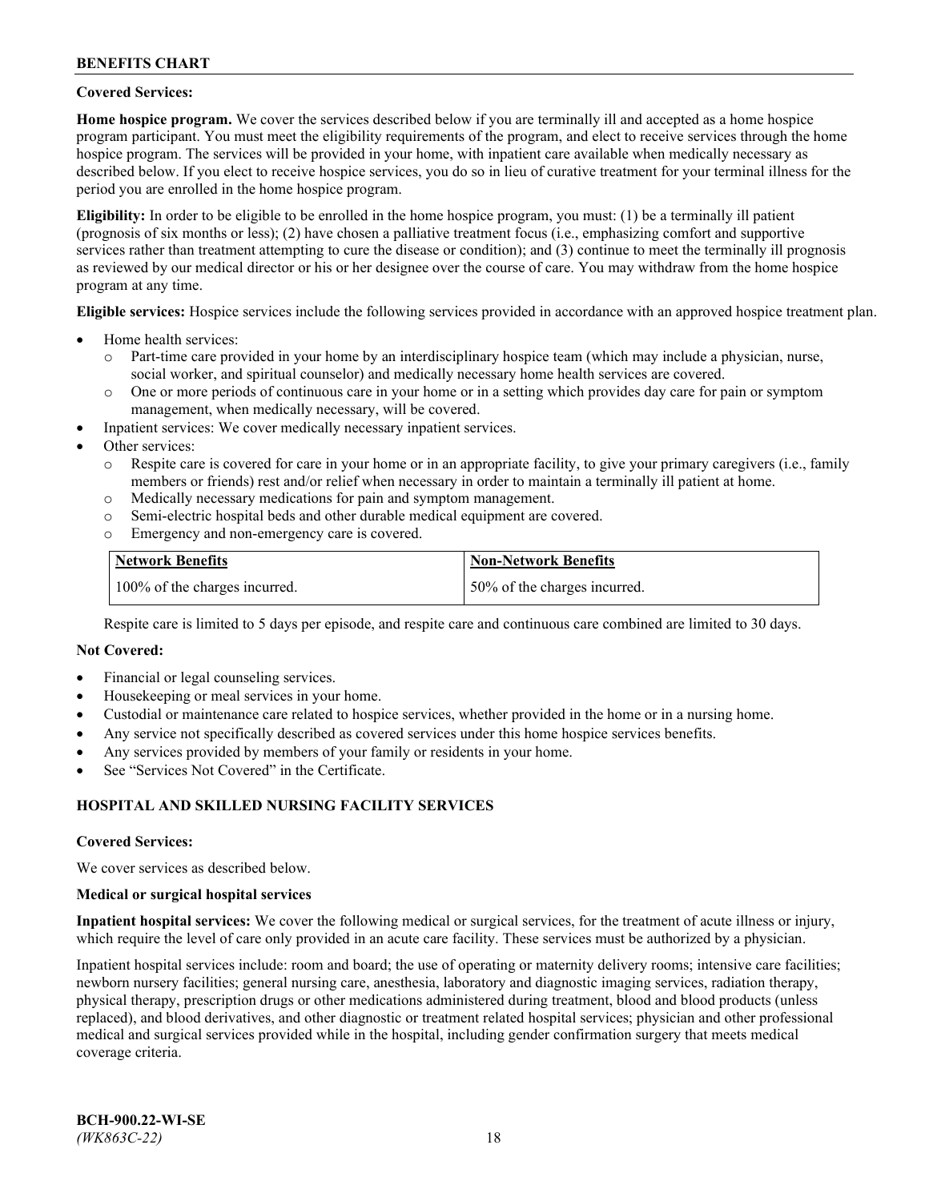**Covered Services:**

**Home hospice program.** We cover the services described below if you are terminally ill and accepted as a home hospice program participant. You must meet the eligibility requirements of the program, and elect to receive services through the home hospice program. The services will be provided in your home, with inpatient care available when medically necessary as described below. If you elect to receive hospice services, you do so in lieu of curative treatment for your terminal illness for the period you are enrolled in the home hospice program.

**Eligibility:** In order to be eligible to be enrolled in the home hospice program, you must: (1) be a terminally ill patient (prognosis of six months or less); (2) have chosen a palliative treatment focus (i.e., emphasizing comfort and supportive services rather than treatment attempting to cure the disease or condition); and (3) continue to meet the terminally ill prognosis as reviewed by our medical director or his or her designee over the course of care. You may withdraw from the home hospice program at any time.

**Eligible services:** Hospice services include the following services provided in accordance with an approved hospice treatment plan.

- Home health services:
  - Part-time care provided in your home by an interdisciplinary hospice team (which may include a physician, nurse, social worker, and spiritual counselor) and medically necessary home health services are covered.
  - One or more periods of continuous care in your home or in a setting which provides day care for pain or symptom management, when medically necessary, will be covered.
- Inpatient services: We cover medically necessary inpatient services.
- Other services:
  - Respite care is covered for care in your home or in an appropriate facility, to give your primary caregivers (i.e., family members or friends) rest and/or relief when necessary in order to maintain a terminally ill patient at home.
  - Medically necessary medications for pain and symptom management.
  - Semi-electric hospital beds and other durable medical equipment are covered.
  - Emergency and non-emergency care is covered.

| Network Benefits | Non-Network Benefits |
| --- | --- |
| 100% of the charges incurred. | 50% of the charges incurred. |

Respite care is limited to 5 days per episode, and respite care and continuous care combined are limited to 30 days.

**Not Covered:**

- Financial or legal counseling services.
- Housekeeping or meal services in your home.
- Custodial or maintenance care related to hospice services, whether provided in the home or in a nursing home.
- Any service not specifically described as covered services under this home hospice services benefits.
- Any services provided by members of your family or residents in your home.
- See "Services Not Covered" in the Certificate.

## HOSPITAL AND SKILLED NURSING FACILITY SERVICES

**Covered Services:**

We cover services as described below.

**Medical or surgical hospital services**

**Inpatient hospital services:** We cover the following medical or surgical services, for the treatment of acute illness or injury, which require the level of care only provided in an acute care facility. These services must be authorized by a physician.

Inpatient hospital services include: room and board; the use of operating or maternity delivery rooms; intensive care facilities; newborn nursery facilities; general nursing care, anesthesia, laboratory and diagnostic imaging services, radiation therapy, physical therapy, prescription drugs or other medications administered during treatment, blood and blood products (unless replaced), and blood derivatives, and other diagnostic or treatment related hospital services; physician and other professional medical and surgical services provided while in the hospital, including gender confirmation surgery that meets medical coverage criteria.

BCH-900.22-WI-SE
*(WK863C-22)*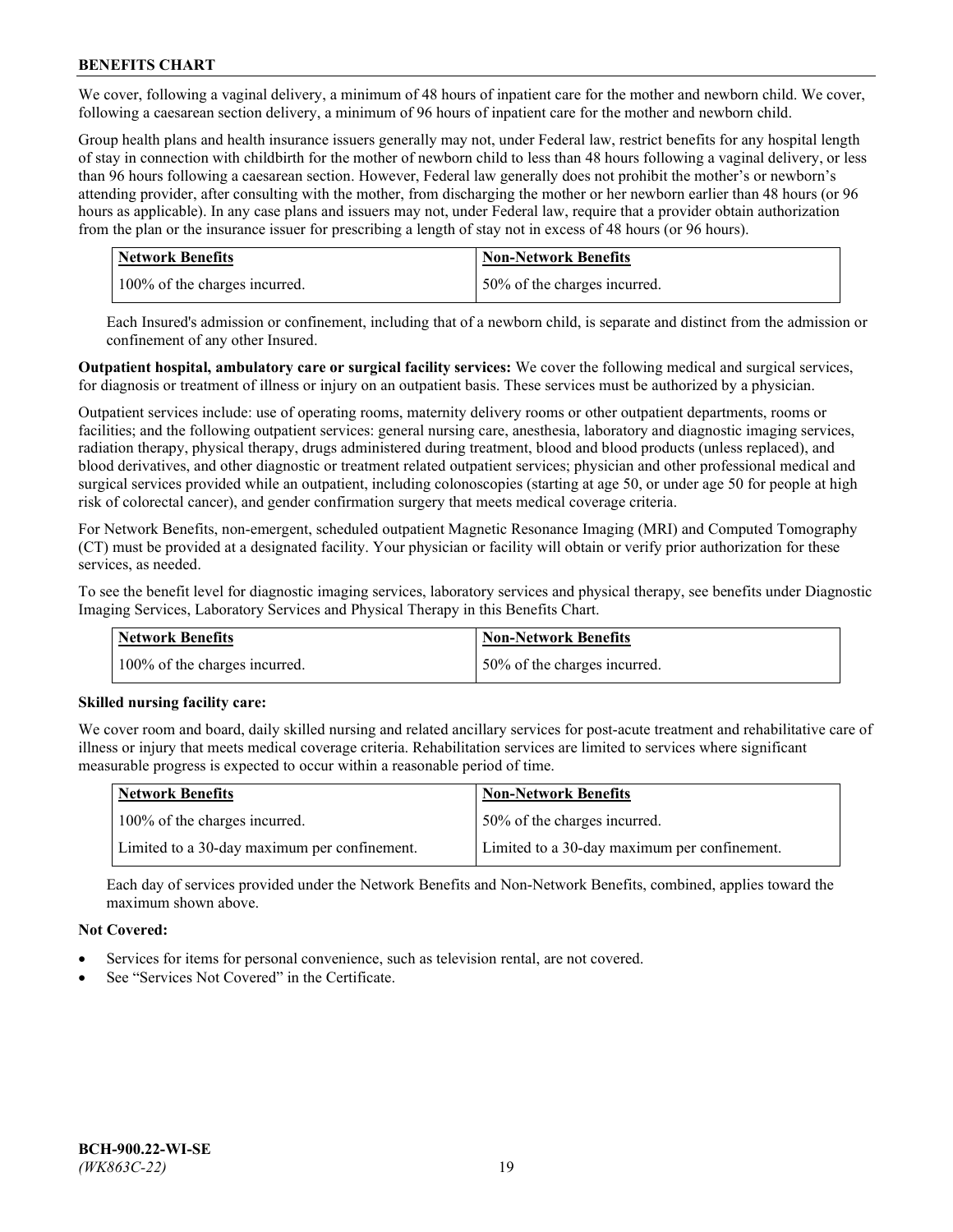We cover, following a vaginal delivery, a minimum of 48 hours of inpatient care for the mother and newborn child. We cover, following a caesarean section delivery, a minimum of 96 hours of inpatient care for the mother and newborn child.

Group health plans and health insurance issuers generally may not, under Federal law, restrict benefits for any hospital length of stay in connection with childbirth for the mother of newborn child to less than 48 hours following a vaginal delivery, or less than 96 hours following a caesarean section. However, Federal law generally does not prohibit the mother's or newborn's attending provider, after consulting with the mother, from discharging the mother or her newborn earlier than 48 hours (or 96 hours as applicable). In any case plans and issuers may not, under Federal law, require that a provider obtain authorization from the plan or the insurance issuer for prescribing a length of stay not in excess of 48 hours (or 96 hours).

| Network Benefits | Non-Network Benefits |
|---|---|
| 100% of the charges incurred. | 50% of the charges incurred. |

Each Insured's admission or confinement, including that of a newborn child, is separate and distinct from the admission or confinement of any other Insured.

**Outpatient hospital, ambulatory care or surgical facility services:** We cover the following medical and surgical services, for diagnosis or treatment of illness or injury on an outpatient basis. These services must be authorized by a physician.

Outpatient services include: use of operating rooms, maternity delivery rooms or other outpatient departments, rooms or facilities; and the following outpatient services: general nursing care, anesthesia, laboratory and diagnostic imaging services, radiation therapy, physical therapy, drugs administered during treatment, blood and blood products (unless replaced), and blood derivatives, and other diagnostic or treatment related outpatient services; physician and other professional medical and surgical services provided while an outpatient, including colonoscopies (starting at age 50, or under age 50 for people at high risk of colorectal cancer), and gender confirmation surgery that meets medical coverage criteria.

For Network Benefits, non-emergent, scheduled outpatient Magnetic Resonance Imaging (MRI) and Computed Tomography (CT) must be provided at a designated facility. Your physician or facility will obtain or verify prior authorization for these services, as needed.

To see the benefit level for diagnostic imaging services, laboratory services and physical therapy, see benefits under Diagnostic Imaging Services, Laboratory Services and Physical Therapy in this Benefits Chart.

| Network Benefits | Non-Network Benefits |
|---|---|
| 100% of the charges incurred. | 50% of the charges incurred. |

**Skilled nursing facility care:**

We cover room and board, daily skilled nursing and related ancillary services for post-acute treatment and rehabilitative care of illness or injury that meets medical coverage criteria. Rehabilitation services are limited to services where significant measurable progress is expected to occur within a reasonable period of time.

| Network Benefits | Non-Network Benefits |
|---|---|
| 100% of the charges incurred. | 50% of the charges incurred. |
| Limited to a 30-day maximum per confinement. | Limited to a 30-day maximum per confinement. |

Each day of services provided under the Network Benefits and Non-Network Benefits, combined, applies toward the maximum shown above.

**Not Covered:**

- Services for items for personal convenience, such as television rental, are not covered.
- See "Services Not Covered" in the Certificate.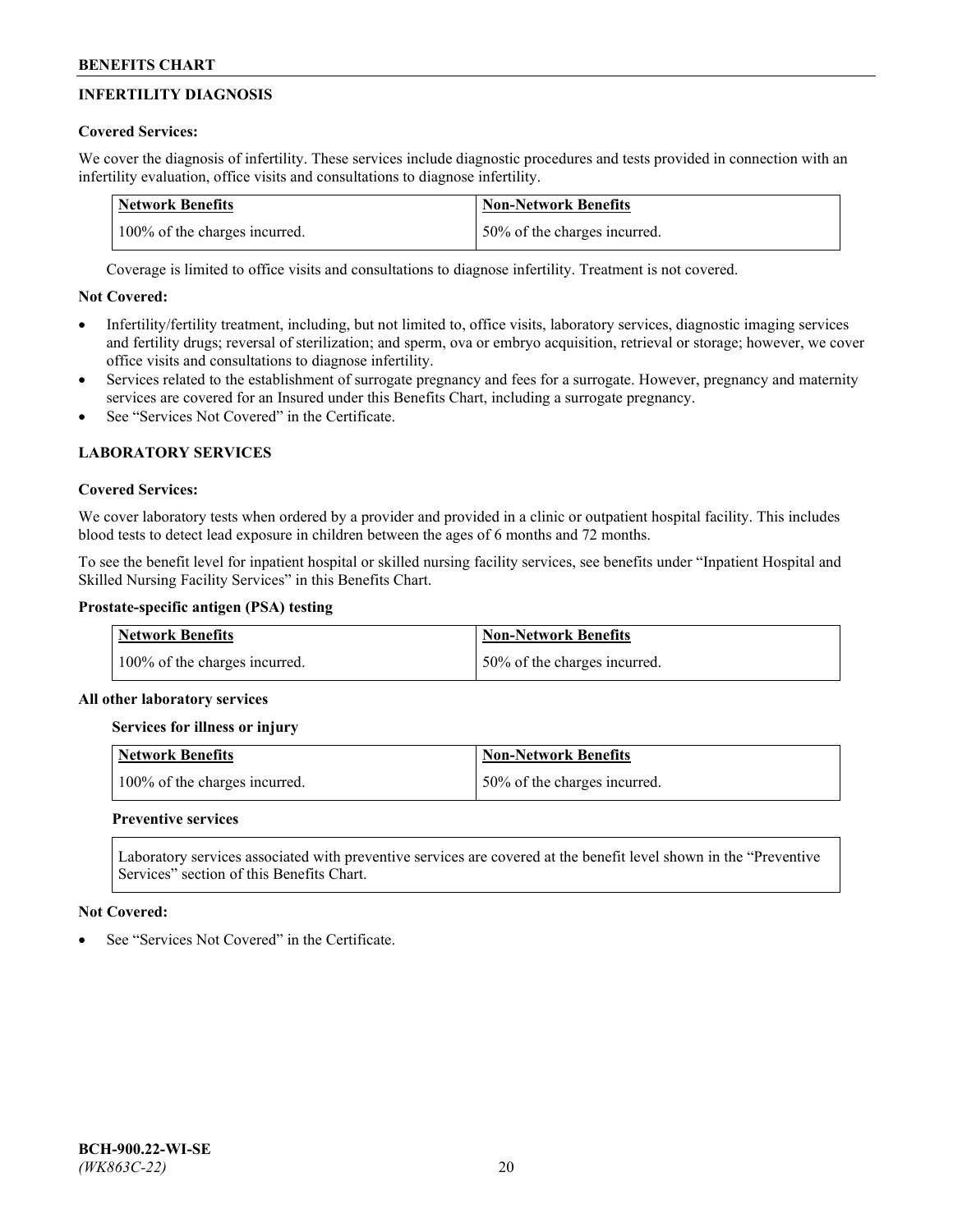## INFERTILITY DIAGNOSIS

**Covered Services:**

We cover the diagnosis of infertility. These services include diagnostic procedures and tests provided in connection with an infertility evaluation, office visits and consultations to diagnose infertility.

| Network Benefits | Non-Network Benefits |
|---|---|
| 100% of the charges incurred. | 50% of the charges incurred. |

Coverage is limited to office visits and consultations to diagnose infertility. Treatment is not covered.

**Not Covered:**

- Infertility/fertility treatment, including, but not limited to, office visits, laboratory services, diagnostic imaging services and fertility drugs; reversal of sterilization; and sperm, ova or embryo acquisition, retrieval or storage; however, we cover office visits and consultations to diagnose infertility.
- Services related to the establishment of surrogate pregnancy and fees for a surrogate. However, pregnancy and maternity services are covered for an Insured under this Benefits Chart, including a surrogate pregnancy.
- See "Services Not Covered" in the Certificate.

## LABORATORY SERVICES

**Covered Services:**

We cover laboratory tests when ordered by a provider and provided in a clinic or outpatient hospital facility. This includes blood tests to detect lead exposure in children between the ages of 6 months and 72 months.

To see the benefit level for inpatient hospital or skilled nursing facility services, see benefits under "Inpatient Hospital and Skilled Nursing Facility Services" in this Benefits Chart.

**Prostate-specific antigen (PSA) testing**

| Network Benefits | Non-Network Benefits |
|---|---|
| 100% of the charges incurred. | 50% of the charges incurred. |

**All other laboratory services**

**Services for illness or injury**

| Network Benefits | Non-Network Benefits |
|---|---|
| 100% of the charges incurred. | 50% of the charges incurred. |

**Preventive services**

Laboratory services associated with preventive services are covered at the benefit level shown in the "Preventive Services" section of this Benefits Chart.

**Not Covered:**

- See "Services Not Covered" in the Certificate.

BCH-900.22-WI-SE
*(WK863C-22)*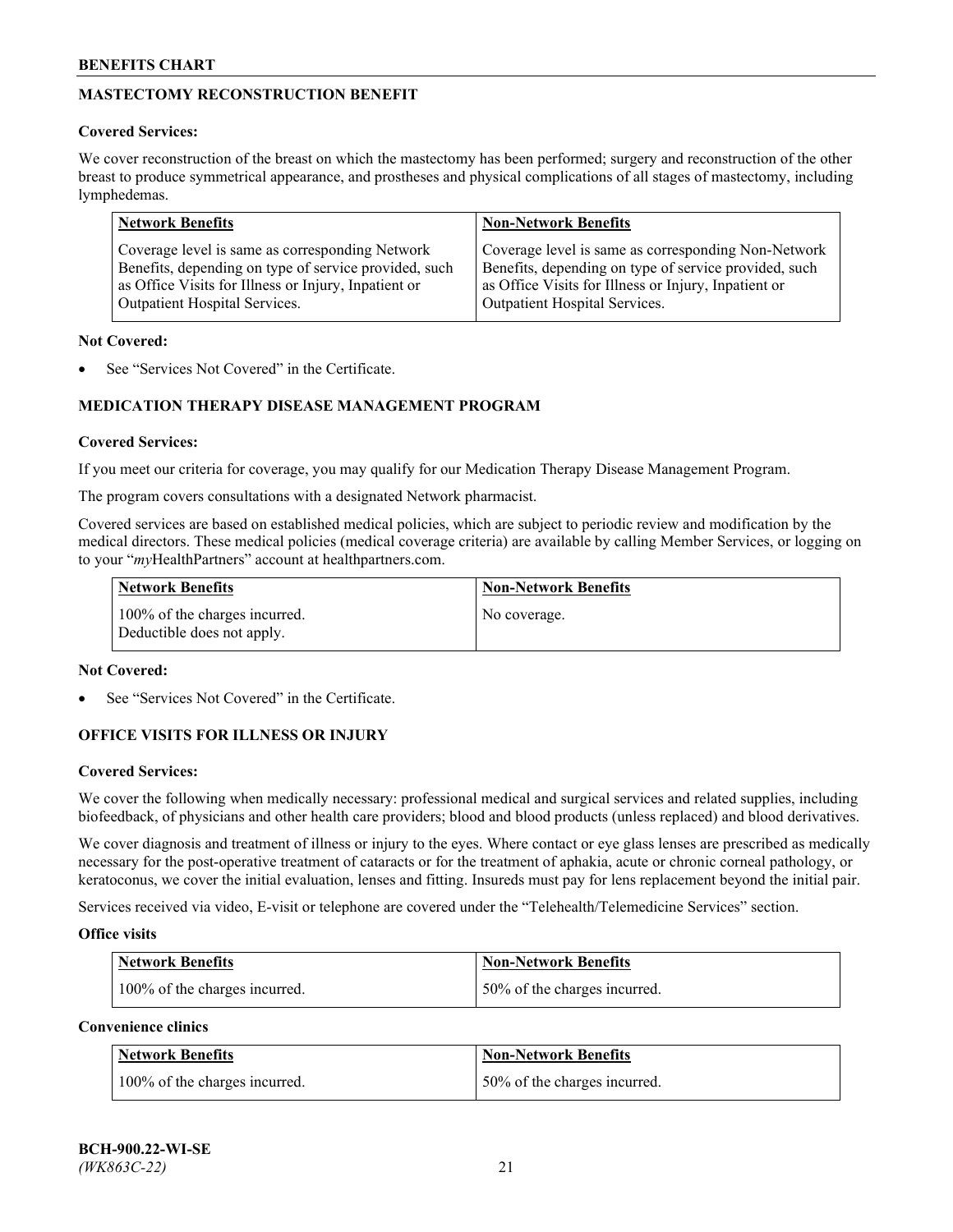## MASTECTOMY RECONSTRUCTION BENEFIT

**Covered Services:**

We cover reconstruction of the breast on which the mastectomy has been performed; surgery and reconstruction of the other breast to produce symmetrical appearance, and prostheses and physical complications of all stages of mastectomy, including lymphedemas.

| Network Benefits | Non-Network Benefits |
|---|---|
| Coverage level is same as corresponding Network Benefits, depending on type of service provided, such as Office Visits for Illness or Injury, Inpatient or Outpatient Hospital Services. | Coverage level is same as corresponding Non-Network Benefits, depending on type of service provided, such as Office Visits for Illness or Injury, Inpatient or Outpatient Hospital Services. |

**Not Covered:**

- See "Services Not Covered" in the Certificate.

## MEDICATION THERAPY DISEASE MANAGEMENT PROGRAM

**Covered Services:**

If you meet our criteria for coverage, you may qualify for our Medication Therapy Disease Management Program.

The program covers consultations with a designated Network pharmacist.

Covered services are based on established medical policies, which are subject to periodic review and modification by the medical directors. These medical policies (medical coverage criteria) are available by calling Member Services, or logging on to your "*my*HealthPartners" account at healthpartners.com.

| Network Benefits | Non-Network Benefits |
|---|---|
| 100% of the charges incurred. Deductible does not apply. | No coverage. |

**Not Covered:**

- See "Services Not Covered" in the Certificate.

## OFFICE VISITS FOR ILLNESS OR INJURY

**Covered Services:**

We cover the following when medically necessary: professional medical and surgical services and related supplies, including biofeedback, of physicians and other health care providers; blood and blood products (unless replaced) and blood derivatives.

We cover diagnosis and treatment of illness or injury to the eyes. Where contact or eye glass lenses are prescribed as medically necessary for the post-operative treatment of cataracts or for the treatment of aphakia, acute or chronic corneal pathology, or keratoconus, we cover the initial evaluation, lenses and fitting. Insureds must pay for lens replacement beyond the initial pair.

Services received via video, E-visit or telephone are covered under the "Telehealth/Telemedicine Services" section.

**Office visits**

| Network Benefits | Non-Network Benefits |
|---|---|
| 100% of the charges incurred. | 50% of the charges incurred. |

**Convenience clinics**

| Network Benefits | Non-Network Benefits |
|---|---|
| 100% of the charges incurred. | 50% of the charges incurred. |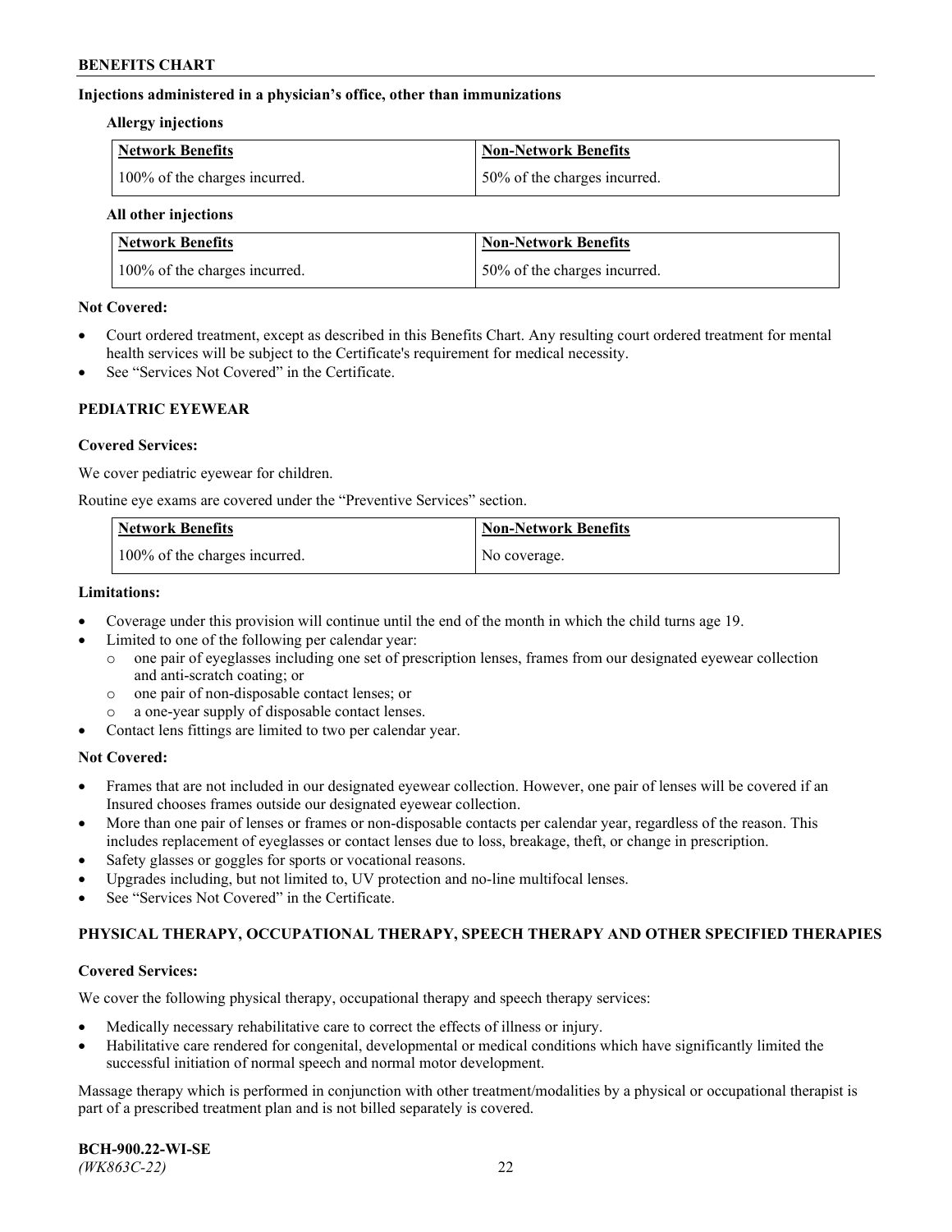**Injections administered in a physician's office, other than immunizations**

**Allergy injections**

| Network Benefits | Non-Network Benefits |
|---|---|
| 100% of the charges incurred. | 50% of the charges incurred. |

**All other injections**

| Network Benefits | Non-Network Benefits |
|---|---|
| 100% of the charges incurred. | 50% of the charges incurred. |

**Not Covered:**

- Court ordered treatment, except as described in this Benefits Chart. Any resulting court ordered treatment for mental health services will be subject to the Certificate's requirement for medical necessity.
- See "Services Not Covered" in the Certificate.

## PEDIATRIC EYEWEAR

**Covered Services:**

We cover pediatric eyewear for children.

Routine eye exams are covered under the "Preventive Services" section.

| Network Benefits | Non-Network Benefits |
|---|---|
| 100% of the charges incurred. | No coverage. |

**Limitations:**

- Coverage under this provision will continue until the end of the month in which the child turns age 19.
- Limited to one of the following per calendar year:
  - one pair of eyeglasses including one set of prescription lenses, frames from our designated eyewear collection and anti-scratch coating; or
  - one pair of non-disposable contact lenses; or
  - a one-year supply of disposable contact lenses.
- Contact lens fittings are limited to two per calendar year.

**Not Covered:**

- Frames that are not included in our designated eyewear collection. However, one pair of lenses will be covered if an Insured chooses frames outside our designated eyewear collection.
- More than one pair of lenses or frames or non-disposable contacts per calendar year, regardless of the reason. This includes replacement of eyeglasses or contact lenses due to loss, breakage, theft, or change in prescription.
- Safety glasses or goggles for sports or vocational reasons.
- Upgrades including, but not limited to, UV protection and no-line multifocal lenses.
- See "Services Not Covered" in the Certificate.

## PHYSICAL THERAPY, OCCUPATIONAL THERAPY, SPEECH THERAPY AND OTHER SPECIFIED THERAPIES

**Covered Services:**

We cover the following physical therapy, occupational therapy and speech therapy services:

- Medically necessary rehabilitative care to correct the effects of illness or injury.
- Habilitative care rendered for congenital, developmental or medical conditions which have significantly limited the successful initiation of normal speech and normal motor development.

Massage therapy which is performed in conjunction with other treatment/modalities by a physical or occupational therapist is part of a prescribed treatment plan and is not billed separately is covered.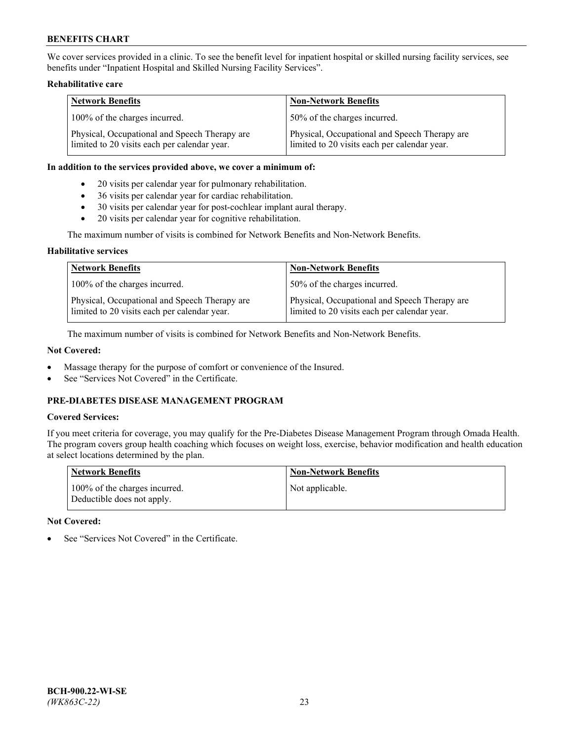We cover services provided in a clinic. To see the benefit level for inpatient hospital or skilled nursing facility services, see benefits under "Inpatient Hospital and Skilled Nursing Facility Services".

**Rehabilitative care**

| Network Benefits | Non-Network Benefits |
| --- | --- |
| 100% of the charges incurred. | 50% of the charges incurred. |
| Physical, Occupational and Speech Therapy are limited to 20 visits each per calendar year. | Physical, Occupational and Speech Therapy are limited to 20 visits each per calendar year. |

**In addition to the services provided above, we cover a minimum of:**

- 20 visits per calendar year for pulmonary rehabilitation.
- 36 visits per calendar year for cardiac rehabilitation.
- 30 visits per calendar year for post-cochlear implant aural therapy.
- 20 visits per calendar year for cognitive rehabilitation.

The maximum number of visits is combined for Network Benefits and Non-Network Benefits.

**Habilitative services**

| Network Benefits | Non-Network Benefits |
| --- | --- |
| 100% of the charges incurred. | 50% of the charges incurred. |
| Physical, Occupational and Speech Therapy are limited to 20 visits each per calendar year. | Physical, Occupational and Speech Therapy are limited to 20 visits each per calendar year. |

The maximum number of visits is combined for Network Benefits and Non-Network Benefits.

**Not Covered:**

- Massage therapy for the purpose of comfort or convenience of the Insured.
- See "Services Not Covered" in the Certificate.

### PRE-DIABETES DISEASE MANAGEMENT PROGRAM

**Covered Services:**

If you meet criteria for coverage, you may qualify for the Pre-Diabetes Disease Management Program through Omada Health. The program covers group health coaching which focuses on weight loss, exercise, behavior modification and health education at select locations determined by the plan.

| Network Benefits | Non-Network Benefits |
| --- | --- |
| 100% of the charges incurred. Deductible does not apply. | Not applicable. |

**Not Covered:**

- See "Services Not Covered" in the Certificate.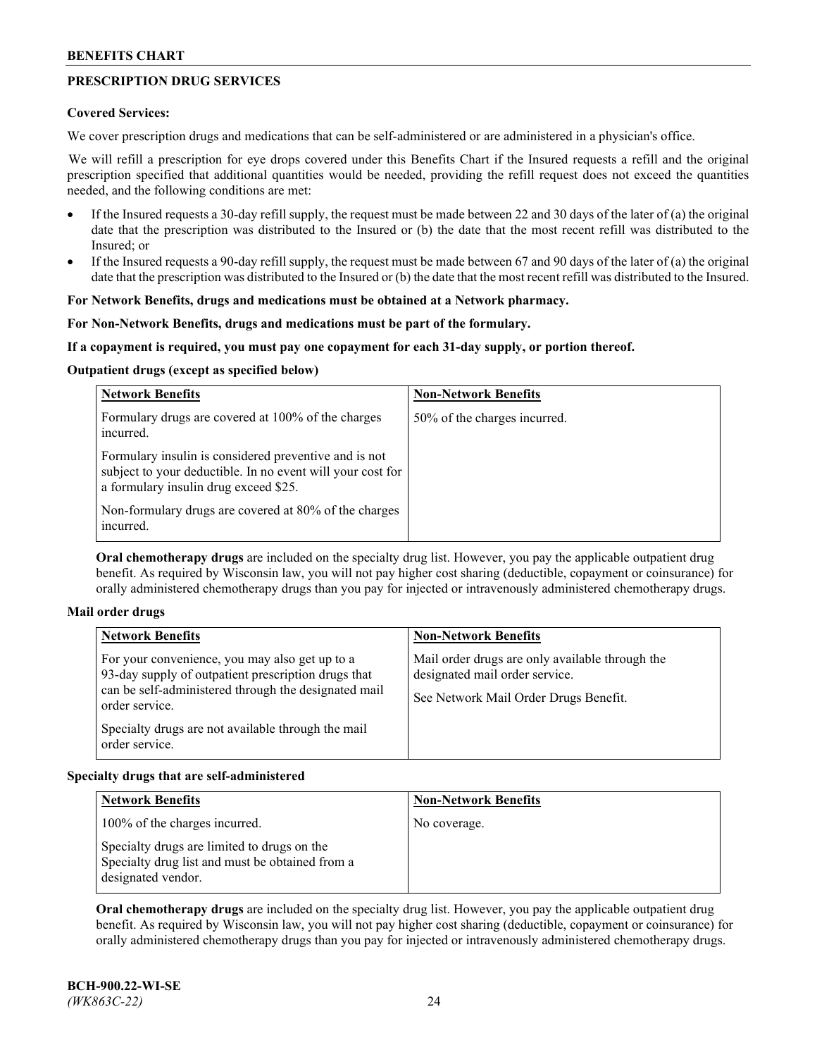## PRESCRIPTION DRUG SERVICES

**Covered Services:**

We cover prescription drugs and medications that can be self-administered or are administered in a physician's office.

We will refill a prescription for eye drops covered under this Benefits Chart if the Insured requests a refill and the original prescription specified that additional quantities would be needed, providing the refill request does not exceed the quantities needed, and the following conditions are met:

- If the Insured requests a 30-day refill supply, the request must be made between 22 and 30 days of the later of (a) the original date that the prescription was distributed to the Insured or (b) the date that the most recent refill was distributed to the Insured; or
- If the Insured requests a 90-day refill supply, the request must be made between 67 and 90 days of the later of (a) the original date that the prescription was distributed to the Insured or (b) the date that the most recent refill was distributed to the Insured.

**For Network Benefits, drugs and medications must be obtained at a Network pharmacy.**

**For Non-Network Benefits, drugs and medications must be part of the formulary.**

**If a copayment is required, you must pay one copayment for each 31-day supply, or portion thereof.**

**Outpatient drugs (except as specified below)**

| Network Benefits | Non-Network Benefits |
|---|---|
| Formulary drugs are covered at 100% of the charges incurred.<br><br>Formulary insulin is considered preventive and is not subject to your deductible. In no event will your cost for a formulary insulin drug exceed $25.<br><br>Non-formulary drugs are covered at 80% of the charges incurred. | 50% of the charges incurred. |

**Oral chemotherapy drugs** are included on the specialty drug list. However, you pay the applicable outpatient drug benefit. As required by Wisconsin law, you will not pay higher cost sharing (deductible, copayment or coinsurance) for orally administered chemotherapy drugs than you pay for injected or intravenously administered chemotherapy drugs.

**Mail order drugs**

| Network Benefits | Non-Network Benefits |
|---|---|
| For your convenience, you may also get up to a 93-day supply of outpatient prescription drugs that can be self-administered through the designated mail order service.<br><br>Specialty drugs are not available through the mail order service. | Mail order drugs are only available through the designated mail order service.<br><br>See Network Mail Order Drugs Benefit. |

**Specialty drugs that are self-administered**

| Network Benefits | Non-Network Benefits |
|---|---|
| 100% of the charges incurred.<br><br>Specialty drugs are limited to drugs on the Specialty drug list and must be obtained from a designated vendor. | No coverage. |

**Oral chemotherapy drugs** are included on the specialty drug list. However, you pay the applicable outpatient drug benefit. As required by Wisconsin law, you will not pay higher cost sharing (deductible, copayment or coinsurance) for orally administered chemotherapy drugs than you pay for injected or intravenously administered chemotherapy drugs.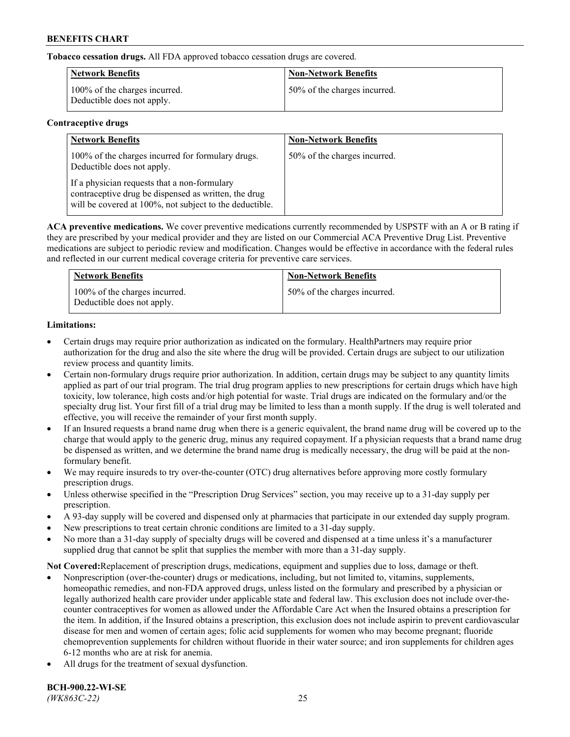**Tobacco cessation drugs.** All FDA approved tobacco cessation drugs are covered.

| Network Benefits | Non-Network Benefits |
| --- | --- |
| 100% of the charges incurred. Deductible does not apply. | 50% of the charges incurred. |

**Contraceptive drugs**

| Network Benefits | Non-Network Benefits |
| --- | --- |
| 100% of the charges incurred for formulary drugs. Deductible does not apply.<br><br>If a physician requests that a non-formulary contraceptive drug be dispensed as written, the drug will be covered at 100%, not subject to the deductible. | 50% of the charges incurred. |

**ACA preventive medications.** We cover preventive medications currently recommended by USPSTF with an A or B rating if they are prescribed by your medical provider and they are listed on our Commercial ACA Preventive Drug List. Preventive medications are subject to periodic review and modification. Changes would be effective in accordance with the federal rules and reflected in our current medical coverage criteria for preventive care services.

| Network Benefits | Non-Network Benefits |
| --- | --- |
| 100% of the charges incurred. Deductible does not apply. | 50% of the charges incurred. |

**Limitations:**

- Certain drugs may require prior authorization as indicated on the formulary. HealthPartners may require prior authorization for the drug and also the site where the drug will be provided. Certain drugs are subject to our utilization review process and quantity limits.
- Certain non-formulary drugs require prior authorization. In addition, certain drugs may be subject to any quantity limits applied as part of our trial program. The trial drug program applies to new prescriptions for certain drugs which have high toxicity, low tolerance, high costs and/or high potential for waste. Trial drugs are indicated on the formulary and/or the specialty drug list. Your first fill of a trial drug may be limited to less than a month supply. If the drug is well tolerated and effective, you will receive the remainder of your first month supply.
- If an Insured requests a brand name drug when there is a generic equivalent, the brand name drug will be covered up to the charge that would apply to the generic drug, minus any required copayment. If a physician requests that a brand name drug be dispensed as written, and we determine the brand name drug is medically necessary, the drug will be paid at the non-formulary benefit.
- We may require insureds to try over-the-counter (OTC) drug alternatives before approving more costly formulary prescription drugs.
- Unless otherwise specified in the "Prescription Drug Services" section, you may receive up to a 31-day supply per prescription.
- A 93-day supply will be covered and dispensed only at pharmacies that participate in our extended day supply program.
- New prescriptions to treat certain chronic conditions are limited to a 31-day supply.
- No more than a 31-day supply of specialty drugs will be covered and dispensed at a time unless it's a manufacturer supplied drug that cannot be split that supplies the member with more than a 31-day supply.

**Not Covered:**Replacement of prescription drugs, medications, equipment and supplies due to loss, damage or theft.

- Nonprescription (over-the-counter) drugs or medications, including, but not limited to, vitamins, supplements, homeopathic remedies, and non-FDA approved drugs, unless listed on the formulary and prescribed by a physician or legally authorized health care provider under applicable state and federal law. This exclusion does not include over-the-counter contraceptives for women as allowed under the Affordable Care Act when the Insured obtains a prescription for the item. In addition, if the Insured obtains a prescription, this exclusion does not include aspirin to prevent cardiovascular disease for men and women of certain ages; folic acid supplements for women who may become pregnant; fluoride chemoprevention supplements for children without fluoride in their water source; and iron supplements for children ages 6-12 months who are at risk for anemia.
- All drugs for the treatment of sexual dysfunction.

**BCH-900.22-WI-SE**
*(WK863C-22)*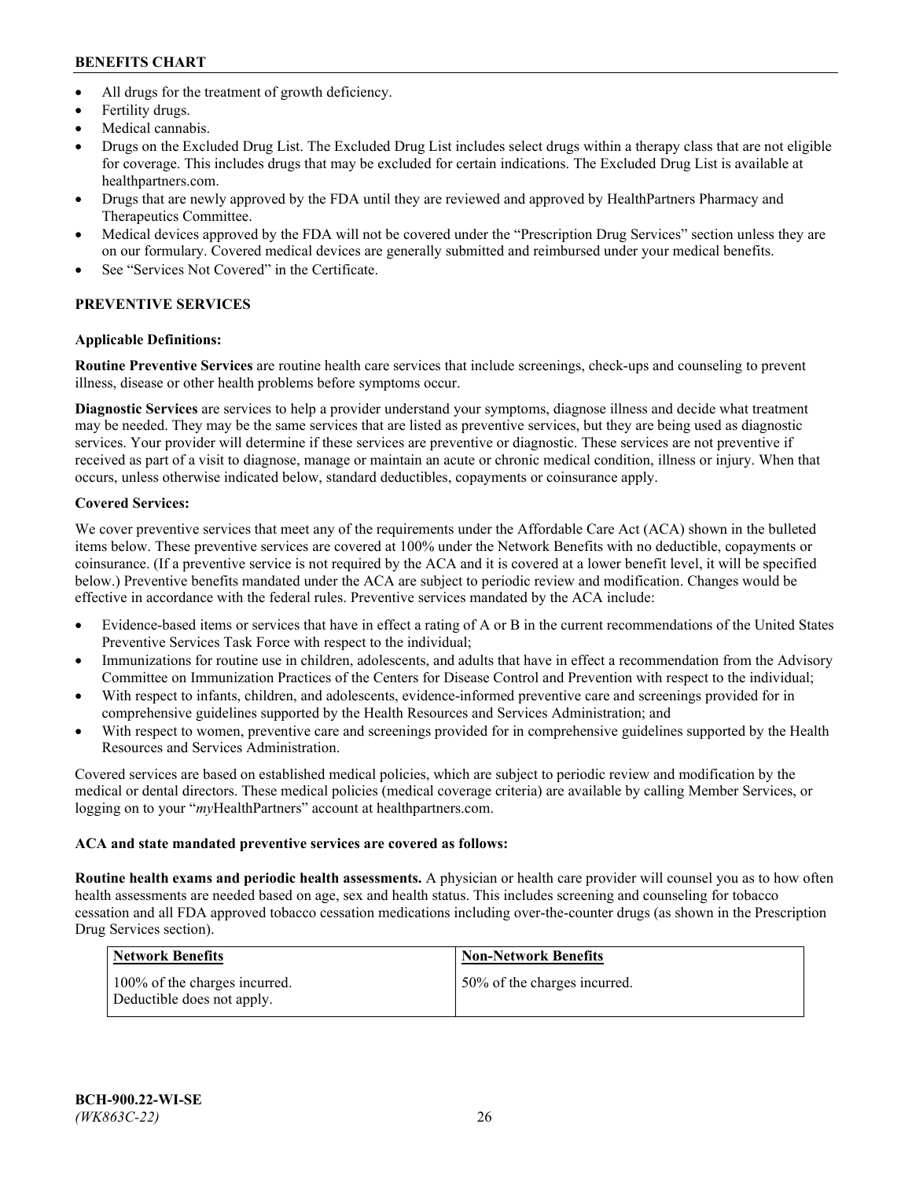- All drugs for the treatment of growth deficiency.
- Fertility drugs.
- Medical cannabis.
- Drugs on the Excluded Drug List. The Excluded Drug List includes select drugs within a therapy class that are not eligible for coverage. This includes drugs that may be excluded for certain indications. The Excluded Drug List is available at healthpartners.com.
- Drugs that are newly approved by the FDA until they are reviewed and approved by HealthPartners Pharmacy and Therapeutics Committee.
- Medical devices approved by the FDA will not be covered under the "Prescription Drug Services" section unless they are on our formulary. Covered medical devices are generally submitted and reimbursed under your medical benefits.
- See "Services Not Covered" in the Certificate.

## PREVENTIVE SERVICES

### Applicable Definitions:

**Routine Preventive Services** are routine health care services that include screenings, check-ups and counseling to prevent illness, disease or other health problems before symptoms occur.

**Diagnostic Services** are services to help a provider understand your symptoms, diagnose illness and decide what treatment may be needed. They may be the same services that are listed as preventive services, but they are being used as diagnostic services. Your provider will determine if these services are preventive or diagnostic. These services are not preventive if received as part of a visit to diagnose, manage or maintain an acute or chronic medical condition, illness or injury. When that occurs, unless otherwise indicated below, standard deductibles, copayments or coinsurance apply.

### Covered Services:

We cover preventive services that meet any of the requirements under the Affordable Care Act (ACA) shown in the bulleted items below. These preventive services are covered at 100% under the Network Benefits with no deductible, copayments or coinsurance. (If a preventive service is not required by the ACA and it is covered at a lower benefit level, it will be specified below.) Preventive benefits mandated under the ACA are subject to periodic review and modification. Changes would be effective in accordance with the federal rules. Preventive services mandated by the ACA include:

- Evidence-based items or services that have in effect a rating of A or B in the current recommendations of the United States Preventive Services Task Force with respect to the individual;
- Immunizations for routine use in children, adolescents, and adults that have in effect a recommendation from the Advisory Committee on Immunization Practices of the Centers for Disease Control and Prevention with respect to the individual;
- With respect to infants, children, and adolescents, evidence-informed preventive care and screenings provided for in comprehensive guidelines supported by the Health Resources and Services Administration; and
- With respect to women, preventive care and screenings provided for in comprehensive guidelines supported by the Health Resources and Services Administration.

Covered services are based on established medical policies, which are subject to periodic review and modification by the medical or dental directors. These medical policies (medical coverage criteria) are available by calling Member Services, or logging on to your "*my*HealthPartners" account at healthpartners.com.

**ACA and state mandated preventive services are covered as follows:**

**Routine health exams and periodic health assessments.** A physician or health care provider will counsel you as to how often health assessments are needed based on age, sex and health status. This includes screening and counseling for tobacco cessation and all FDA approved tobacco cessation medications including over-the-counter drugs (as shown in the Prescription Drug Services section).

| Network Benefits | Non-Network Benefits |
| --- | --- |
| 100% of the charges incurred. Deductible does not apply. | 50% of the charges incurred. |

BCH-900.22-WI-SE
*(WK863C-22)*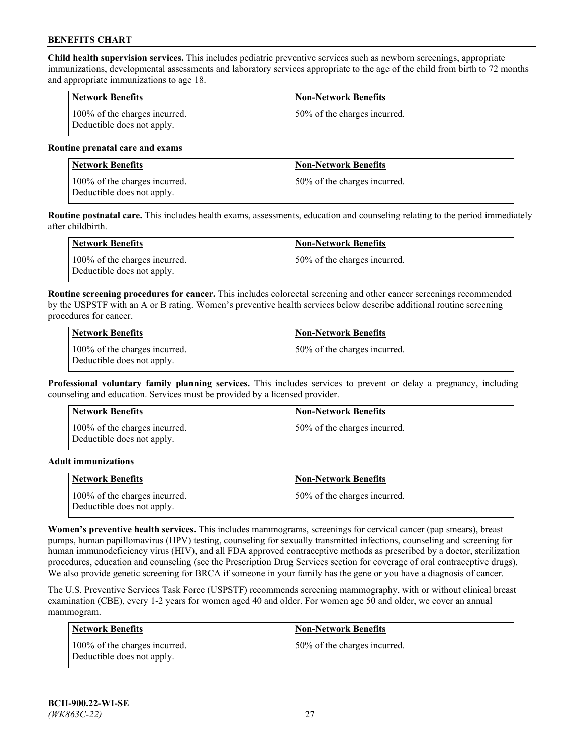**Child health supervision services.** This includes pediatric preventive services such as newborn screenings, appropriate immunizations, developmental assessments and laboratory services appropriate to the age of the child from birth to 72 months and appropriate immunizations to age 18.

| Network Benefits | Non-Network Benefits |
| --- | --- |
| 100% of the charges incurred. Deductible does not apply. | 50% of the charges incurred. |

**Routine prenatal care and exams**

| Network Benefits | Non-Network Benefits |
| --- | --- |
| 100% of the charges incurred. Deductible does not apply. | 50% of the charges incurred. |

**Routine postnatal care.** This includes health exams, assessments, education and counseling relating to the period immediately after childbirth.

| Network Benefits | Non-Network Benefits |
| --- | --- |
| 100% of the charges incurred. Deductible does not apply. | 50% of the charges incurred. |

**Routine screening procedures for cancer.** This includes colorectal screening and other cancer screenings recommended by the USPSTF with an A or B rating. Women's preventive health services below describe additional routine screening procedures for cancer.

| Network Benefits | Non-Network Benefits |
| --- | --- |
| 100% of the charges incurred. Deductible does not apply. | 50% of the charges incurred. |

**Professional voluntary family planning services.** This includes services to prevent or delay a pregnancy, including counseling and education. Services must be provided by a licensed provider.

| Network Benefits | Non-Network Benefits |
| --- | --- |
| 100% of the charges incurred. Deductible does not apply. | 50% of the charges incurred. |

**Adult immunizations**

| Network Benefits | Non-Network Benefits |
| --- | --- |
| 100% of the charges incurred. Deductible does not apply. | 50% of the charges incurred. |

**Women's preventive health services.** This includes mammograms, screenings for cervical cancer (pap smears), breast pumps, human papillomavirus (HPV) testing, counseling for sexually transmitted infections, counseling and screening for human immunodeficiency virus (HIV), and all FDA approved contraceptive methods as prescribed by a doctor, sterilization procedures, education and counseling (see the Prescription Drug Services section for coverage of oral contraceptive drugs). We also provide genetic screening for BRCA if someone in your family has the gene or you have a diagnosis of cancer.

The U.S. Preventive Services Task Force (USPSTF) recommends screening mammography, with or without clinical breast examination (CBE), every 1-2 years for women aged 40 and older. For women age 50 and older, we cover an annual mammogram.

| Network Benefits | Non-Network Benefits |
| --- | --- |
| 100% of the charges incurred. Deductible does not apply. | 50% of the charges incurred. |

**BCH-900.22-WI-SE**
*(WK863C-22)*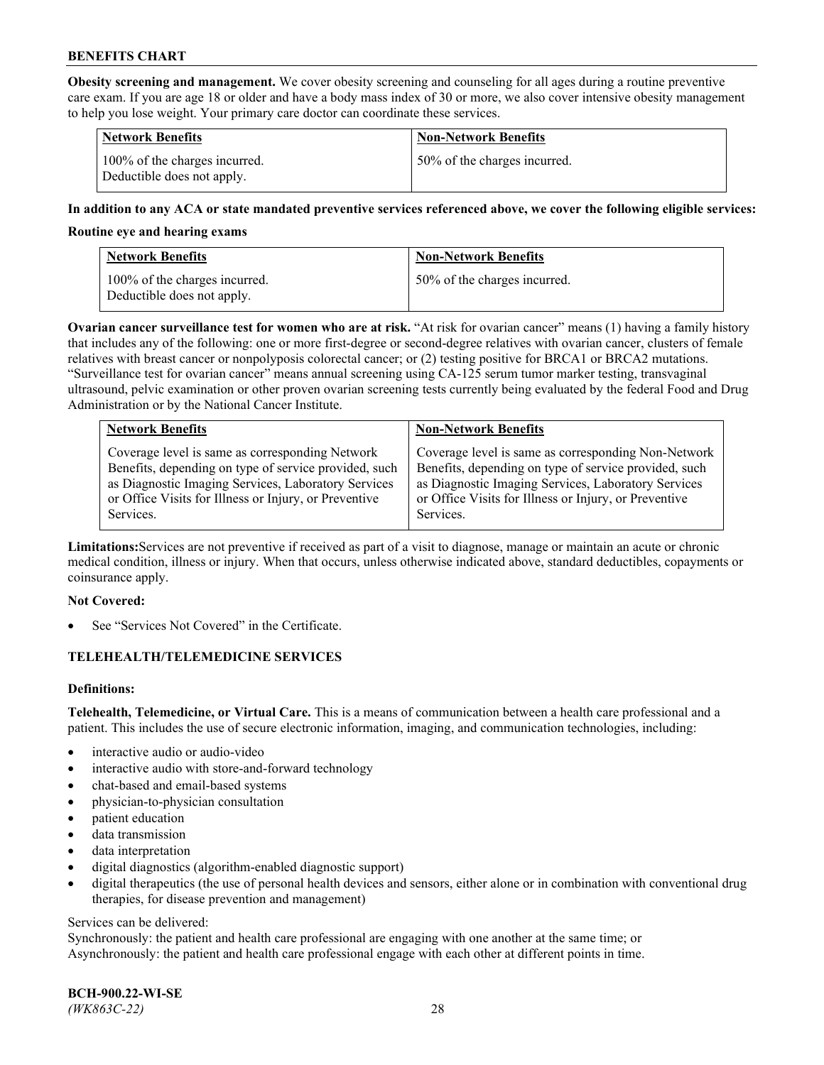**Obesity screening and management.** We cover obesity screening and counseling for all ages during a routine preventive care exam. If you are age 18 or older and have a body mass index of 30 or more, we also cover intensive obesity management to help you lose weight. Your primary care doctor can coordinate these services.

| Network Benefits | Non-Network Benefits |
|---|---|
| 100% of the charges incurred. Deductible does not apply. | 50% of the charges incurred. |

**In addition to any ACA or state mandated preventive services referenced above, we cover the following eligible services:**

**Routine eye and hearing exams**

| Network Benefits | Non-Network Benefits |
|---|---|
| 100% of the charges incurred. Deductible does not apply. | 50% of the charges incurred. |

**Ovarian cancer surveillance test for women who are at risk.** "At risk for ovarian cancer" means (1) having a family history that includes any of the following: one or more first-degree or second-degree relatives with ovarian cancer, clusters of female relatives with breast cancer or nonpolyposis colorectal cancer; or (2) testing positive for BRCA1 or BRCA2 mutations. "Surveillance test for ovarian cancer" means annual screening using CA-125 serum tumor marker testing, transvaginal ultrasound, pelvic examination or other proven ovarian screening tests currently being evaluated by the federal Food and Drug Administration or by the National Cancer Institute.

| Network Benefits | Non-Network Benefits |
|---|---|
| Coverage level is same as corresponding Network Benefits, depending on type of service provided, such as Diagnostic Imaging Services, Laboratory Services or Office Visits for Illness or Injury, or Preventive Services. | Coverage level is same as corresponding Non-Network Benefits, depending on type of service provided, such as Diagnostic Imaging Services, Laboratory Services or Office Visits for Illness or Injury, or Preventive Services. |

**Limitations:** Services are not preventive if received as part of a visit to diagnose, manage or maintain an acute or chronic medical condition, illness or injury. When that occurs, unless otherwise indicated above, standard deductibles, copayments or coinsurance apply.

**Not Covered:**

- See "Services Not Covered" in the Certificate.

### TELEHEALTH/TELEMEDICINE SERVICES

**Definitions:**

**Telehealth, Telemedicine, or Virtual Care.** This is a means of communication between a health care professional and a patient. This includes the use of secure electronic information, imaging, and communication technologies, including:

- interactive audio or audio-video
- interactive audio with store-and-forward technology
- chat-based and email-based systems
- physician-to-physician consultation
- patient education
- data transmission
- data interpretation
- digital diagnostics (algorithm-enabled diagnostic support)
- digital therapeutics (the use of personal health devices and sensors, either alone or in combination with conventional drug therapies, for disease prevention and management)

Services can be delivered:
Synchronously: the patient and health care professional are engaging with one another at the same time; or
Asynchronously: the patient and health care professional engage with each other at different points in time.

**BCH-900.22-WI-SE**
*(WK863C-22)*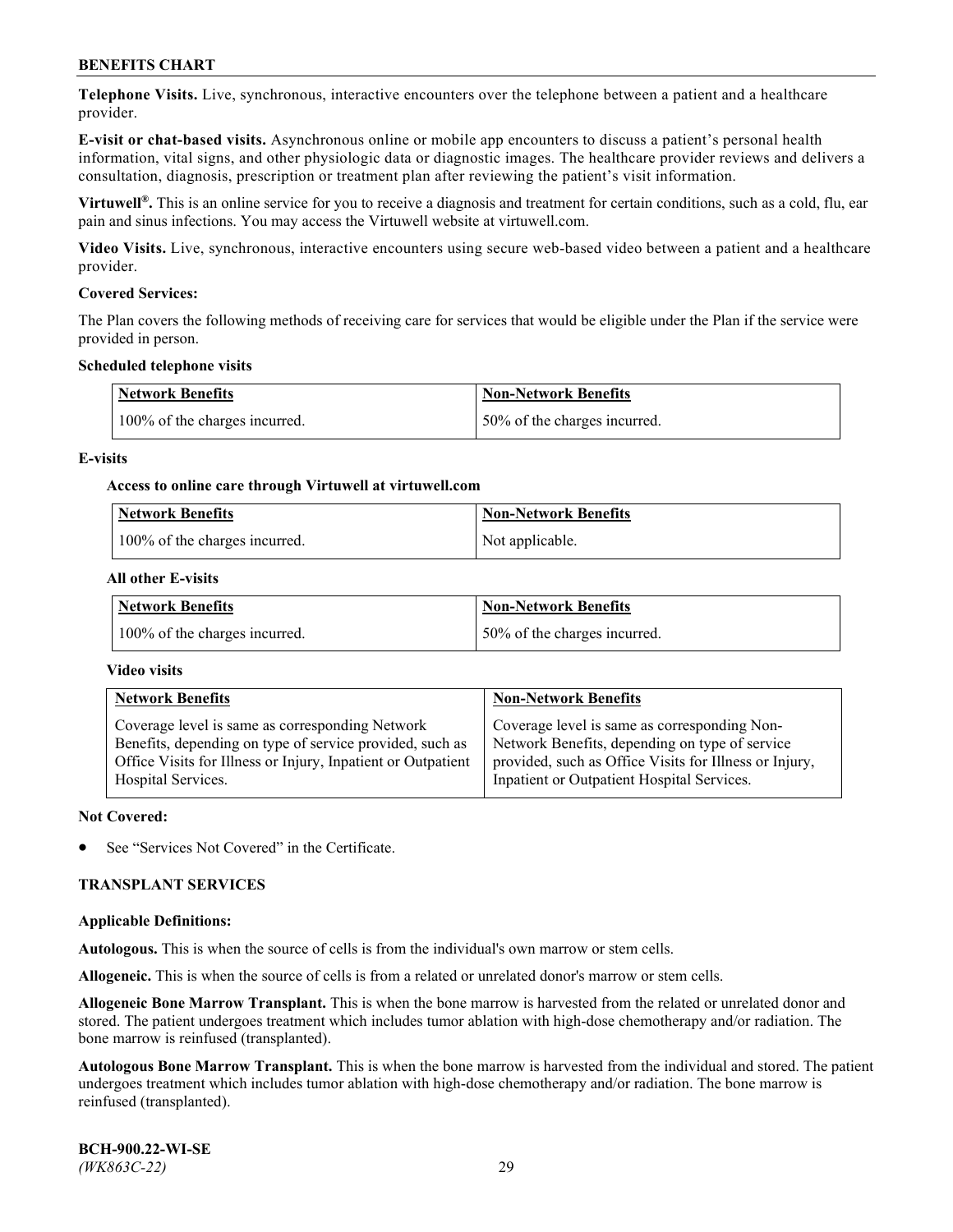**Telephone Visits.** Live, synchronous, interactive encounters over the telephone between a patient and a healthcare provider.

**E-visit or chat-based visits.** Asynchronous online or mobile app encounters to discuss a patient's personal health information, vital signs, and other physiologic data or diagnostic images. The healthcare provider reviews and delivers a consultation, diagnosis, prescription or treatment plan after reviewing the patient's visit information.

**Virtuwell®.** This is an online service for you to receive a diagnosis and treatment for certain conditions, such as a cold, flu, ear pain and sinus infections. You may access the Virtuwell website at virtuwell.com.

**Video Visits.** Live, synchronous, interactive encounters using secure web-based video between a patient and a healthcare provider.

**Covered Services:**

The Plan covers the following methods of receiving care for services that would be eligible under the Plan if the service were provided in person.

**Scheduled telephone visits**

| Network Benefits | Non-Network Benefits |
| --- | --- |
| 100% of the charges incurred. | 50% of the charges incurred. |

**E-visits**

**Access to online care through Virtuwell at virtuwell.com**

| Network Benefits | Non-Network Benefits |
| --- | --- |
| 100% of the charges incurred. | Not applicable. |

**All other E-visits**

| Network Benefits | Non-Network Benefits |
| --- | --- |
| 100% of the charges incurred. | 50% of the charges incurred. |

**Video visits**

| Network Benefits | Non-Network Benefits |
| --- | --- |
| Coverage level is same as corresponding Network Benefits, depending on type of service provided, such as Office Visits for Illness or Injury, Inpatient or Outpatient Hospital Services. | Coverage level is same as corresponding Non-Network Benefits, depending on type of service provided, such as Office Visits for Illness or Injury, Inpatient or Outpatient Hospital Services. |

**Not Covered:**

- See "Services Not Covered" in the Certificate.

## TRANSPLANT SERVICES

**Applicable Definitions:**

**Autologous.** This is when the source of cells is from the individual's own marrow or stem cells.

**Allogeneic.** This is when the source of cells is from a related or unrelated donor's marrow or stem cells.

**Allogeneic Bone Marrow Transplant.** This is when the bone marrow is harvested from the related or unrelated donor and stored. The patient undergoes treatment which includes tumor ablation with high-dose chemotherapy and/or radiation. The bone marrow is reinfused (transplanted).

**Autologous Bone Marrow Transplant.** This is when the bone marrow is harvested from the individual and stored. The patient undergoes treatment which includes tumor ablation with high-dose chemotherapy and/or radiation. The bone marrow is reinfused (transplanted).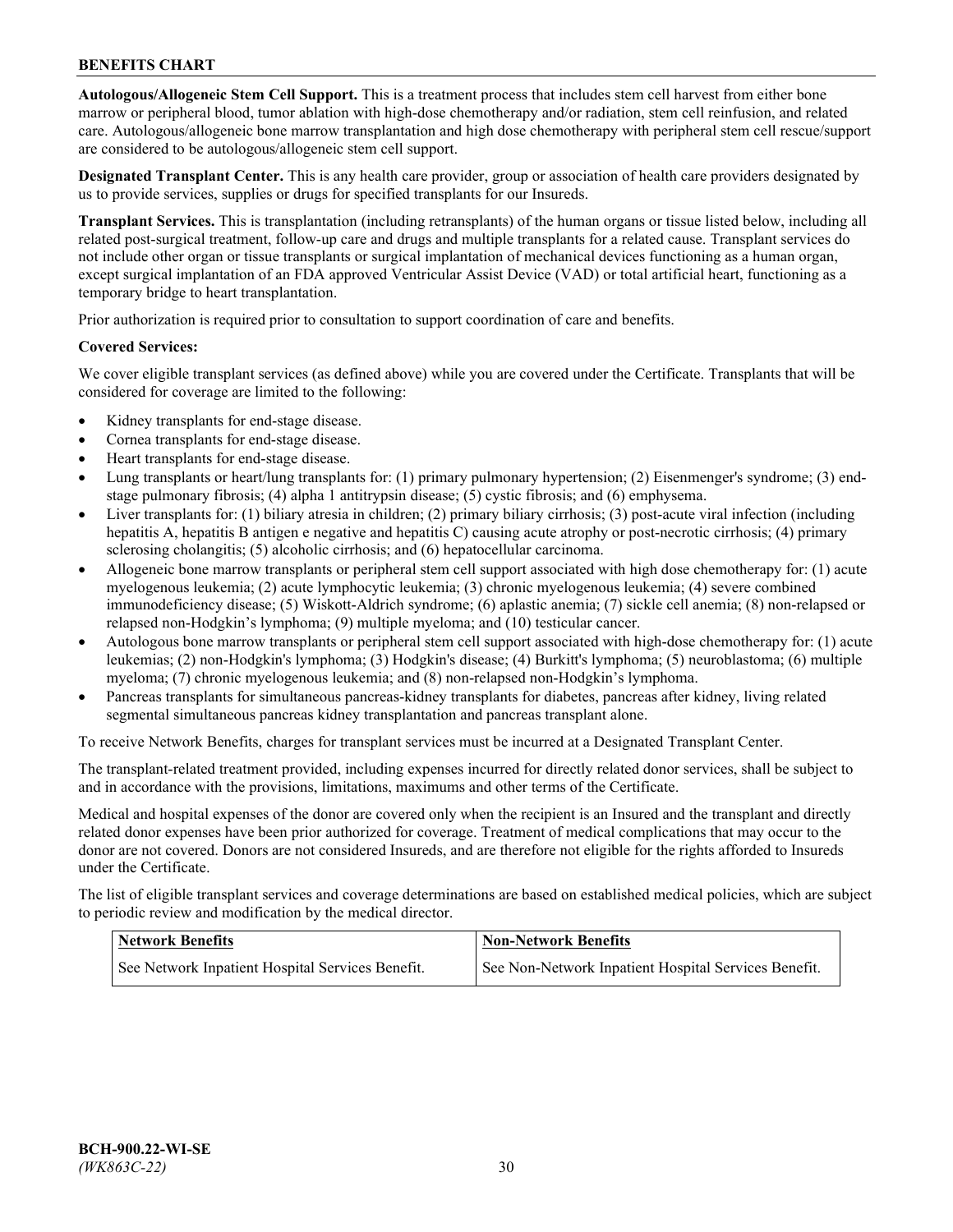**Autologous/Allogeneic Stem Cell Support.** This is a treatment process that includes stem cell harvest from either bone marrow or peripheral blood, tumor ablation with high-dose chemotherapy and/or radiation, stem cell reinfusion, and related care. Autologous/allogeneic bone marrow transplantation and high dose chemotherapy with peripheral stem cell rescue/support are considered to be autologous/allogeneic stem cell support.

**Designated Transplant Center.** This is any health care provider, group or association of health care providers designated by us to provide services, supplies or drugs for specified transplants for our Insureds.

**Transplant Services.** This is transplantation (including retransplants) of the human organs or tissue listed below, including all related post-surgical treatment, follow-up care and drugs and multiple transplants for a related cause. Transplant services do not include other organ or tissue transplants or surgical implantation of mechanical devices functioning as a human organ, except surgical implantation of an FDA approved Ventricular Assist Device (VAD) or total artificial heart, functioning as a temporary bridge to heart transplantation.

Prior authorization is required prior to consultation to support coordination of care and benefits.

**Covered Services:**

We cover eligible transplant services (as defined above) while you are covered under the Certificate. Transplants that will be considered for coverage are limited to the following:

- Kidney transplants for end-stage disease.
- Cornea transplants for end-stage disease.
- Heart transplants for end-stage disease.
- Lung transplants or heart/lung transplants for: (1) primary pulmonary hypertension; (2) Eisenmenger's syndrome; (3) end-stage pulmonary fibrosis; (4) alpha 1 antitrypsin disease; (5) cystic fibrosis; and (6) emphysema.
- Liver transplants for: (1) biliary atresia in children; (2) primary biliary cirrhosis; (3) post-acute viral infection (including hepatitis A, hepatitis B antigen e negative and hepatitis C) causing acute atrophy or post-necrotic cirrhosis; (4) primary sclerosing cholangitis; (5) alcoholic cirrhosis; and (6) hepatocellular carcinoma.
- Allogeneic bone marrow transplants or peripheral stem cell support associated with high dose chemotherapy for: (1) acute myelogenous leukemia; (2) acute lymphocytic leukemia; (3) chronic myelogenous leukemia; (4) severe combined immunodeficiency disease; (5) Wiskott-Aldrich syndrome; (6) aplastic anemia; (7) sickle cell anemia; (8) non-relapsed or relapsed non-Hodgkin's lymphoma; (9) multiple myeloma; and (10) testicular cancer.
- Autologous bone marrow transplants or peripheral stem cell support associated with high-dose chemotherapy for: (1) acute leukemias; (2) non-Hodgkin's lymphoma; (3) Hodgkin's disease; (4) Burkitt's lymphoma; (5) neuroblastoma; (6) multiple myeloma; (7) chronic myelogenous leukemia; and (8) non-relapsed non-Hodgkin's lymphoma.
- Pancreas transplants for simultaneous pancreas-kidney transplants for diabetes, pancreas after kidney, living related segmental simultaneous pancreas kidney transplantation and pancreas transplant alone.

To receive Network Benefits, charges for transplant services must be incurred at a Designated Transplant Center.

The transplant-related treatment provided, including expenses incurred for directly related donor services, shall be subject to and in accordance with the provisions, limitations, maximums and other terms of the Certificate.

Medical and hospital expenses of the donor are covered only when the recipient is an Insured and the transplant and directly related donor expenses have been prior authorized for coverage. Treatment of medical complications that may occur to the donor are not covered. Donors are not considered Insureds, and are therefore not eligible for the rights afforded to Insureds under the Certificate.

The list of eligible transplant services and coverage determinations are based on established medical policies, which are subject to periodic review and modification by the medical director.

| Network Benefits | Non-Network Benefits |
| --- | --- |
| See Network Inpatient Hospital Services Benefit. | See Non-Network Inpatient Hospital Services Benefit. |

**BCH-900.22-WI-SE**
*(WK863C-22)*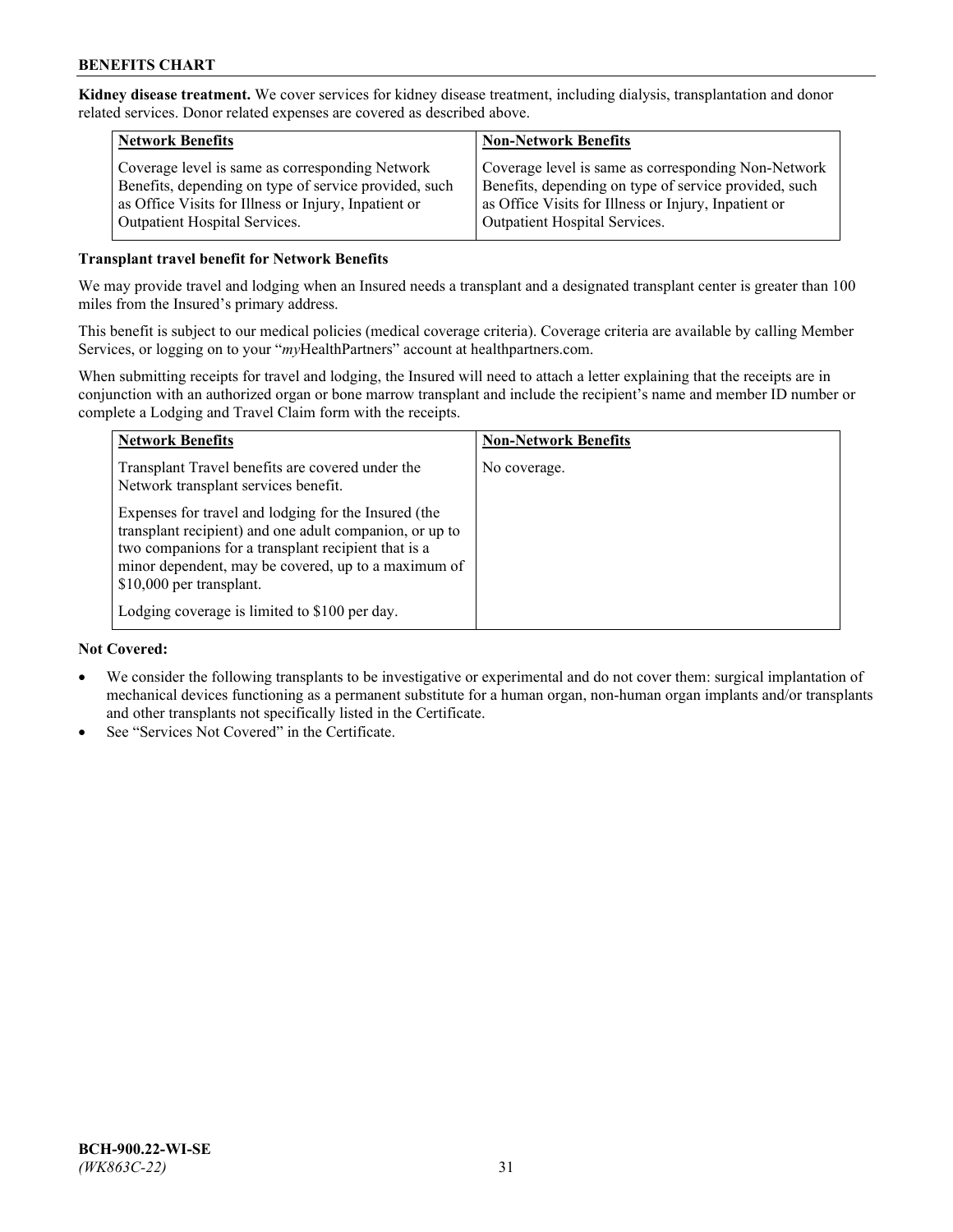**Kidney disease treatment.** We cover services for kidney disease treatment, including dialysis, transplantation and donor related services. Donor related expenses are covered as described above.

| Network Benefits | Non-Network Benefits |
| --- | --- |
| Coverage level is same as corresponding Network Benefits, depending on type of service provided, such as Office Visits for Illness or Injury, Inpatient or Outpatient Hospital Services. | Coverage level is same as corresponding Non-Network Benefits, depending on type of service provided, such as Office Visits for Illness or Injury, Inpatient or Outpatient Hospital Services. |

**Transplant travel benefit for Network Benefits**

We may provide travel and lodging when an Insured needs a transplant and a designated transplant center is greater than 100 miles from the Insured's primary address.

This benefit is subject to our medical policies (medical coverage criteria). Coverage criteria are available by calling Member Services, or logging on to your "*my*HealthPartners" account at healthpartners.com.

When submitting receipts for travel and lodging, the Insured will need to attach a letter explaining that the receipts are in conjunction with an authorized organ or bone marrow transplant and include the recipient's name and member ID number or complete a Lodging and Travel Claim form with the receipts.

| Network Benefits | Non-Network Benefits |
| --- | --- |
| Transplant Travel benefits are covered under the Network transplant services benefit.<br><br>Expenses for travel and lodging for the Insured (the transplant recipient) and one adult companion, or up to two companions for a transplant recipient that is a minor dependent, may be covered, up to a maximum of $10,000 per transplant.<br><br>Lodging coverage is limited to $100 per day. | No coverage. |

**Not Covered:**

- We consider the following transplants to be investigative or experimental and do not cover them: surgical implantation of mechanical devices functioning as a permanent substitute for a human organ, non-human organ implants and/or transplants and other transplants not specifically listed in the Certificate.
- See "Services Not Covered" in the Certificate.

**BCH-900.22-WI-SE**
*(WK863C-22)*